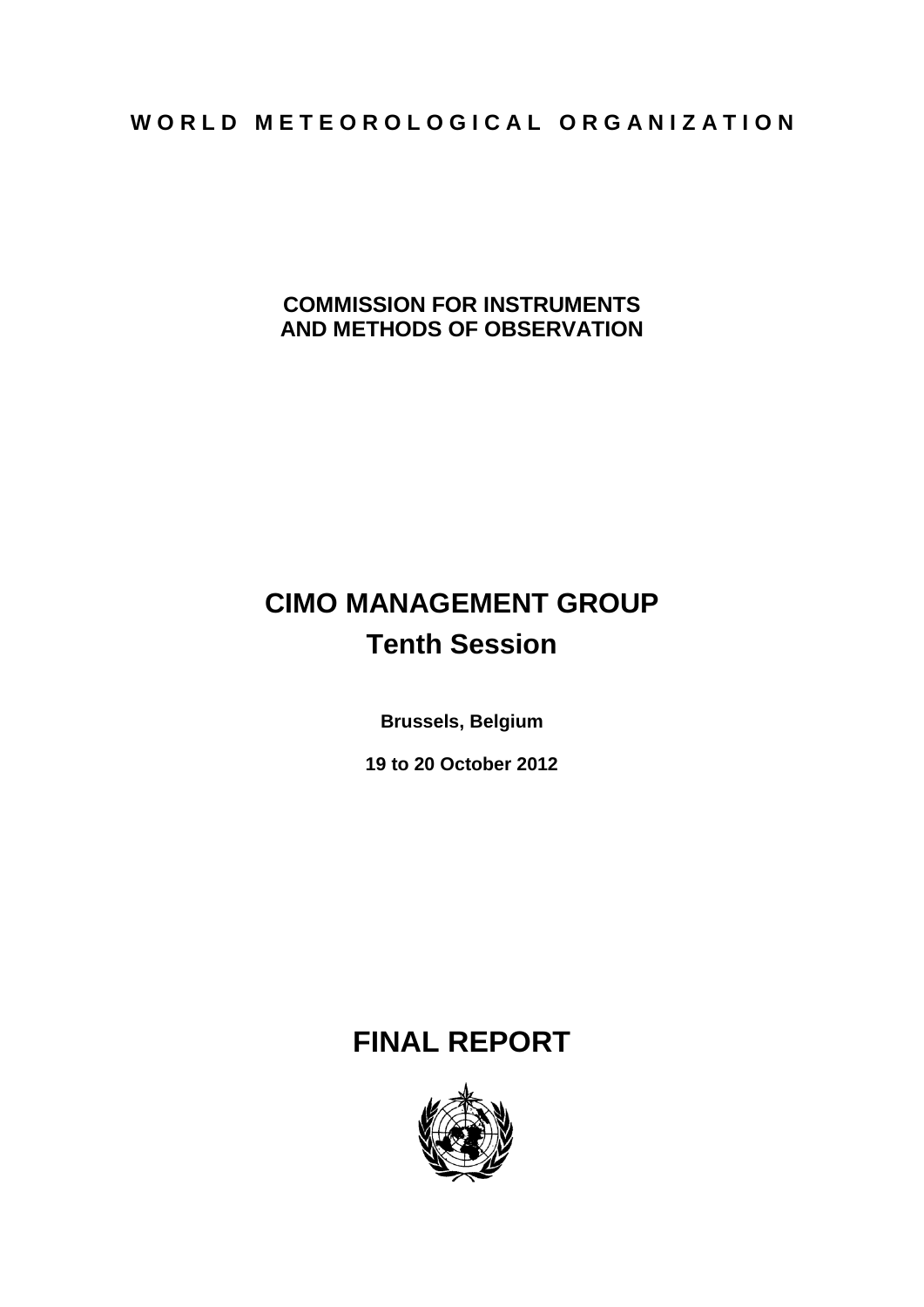**WORLD METEOROLOGICAL ORGANIZATION**

**COMMISSION FOR INSTRUMENTS AND METHODS OF OBSERVATION**

# CIMO MANAGEMENT GROUP
## Tenth Session

**Brussels, Belgium**

**19 to 20 October 2012**

# FINAL REPORT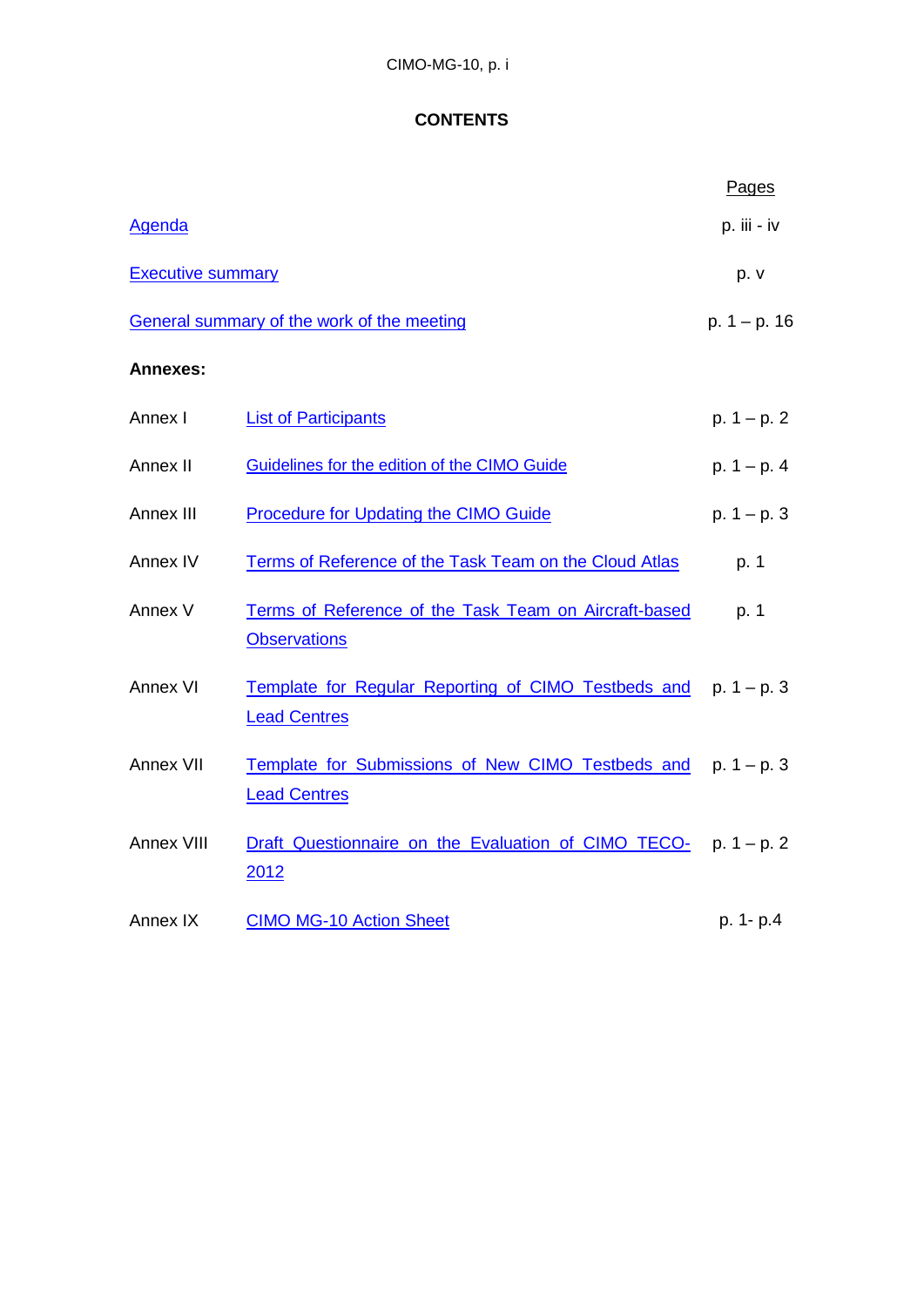# CONTENTS

| | | Pages |
|---|---|---|
| Agenda | | p. iii - iv |
| Executive summary | | p. v |
| General summary of the work of the meeting | | p. 1 – p. 16 |
| **Annexes:** | | |
| Annex I | List of Participants | p. 1 – p. 2 |
| Annex II | Guidelines for the edition of the CIMO Guide | p. 1 – p. 4 |
| Annex III | Procedure for Updating the CIMO Guide | p. 1 – p. 3 |
| Annex IV | Terms of Reference of the Task Team on the Cloud Atlas | p. 1 |
| Annex V | Terms of Reference of the Task Team on Aircraft-based Observations | p. 1 |
| Annex VI | Template for Regular Reporting of CIMO Testbeds and Lead Centres | p. 1 – p. 3 |
| Annex VII | Template for Submissions of New CIMO Testbeds and Lead Centres | p. 1 – p. 3 |
| Annex VIII | Draft Questionnaire on the Evaluation of CIMO TECO-2012 | p. 1 – p. 2 |
| Annex IX | CIMO MG-10 Action Sheet | p. 1- p.4 |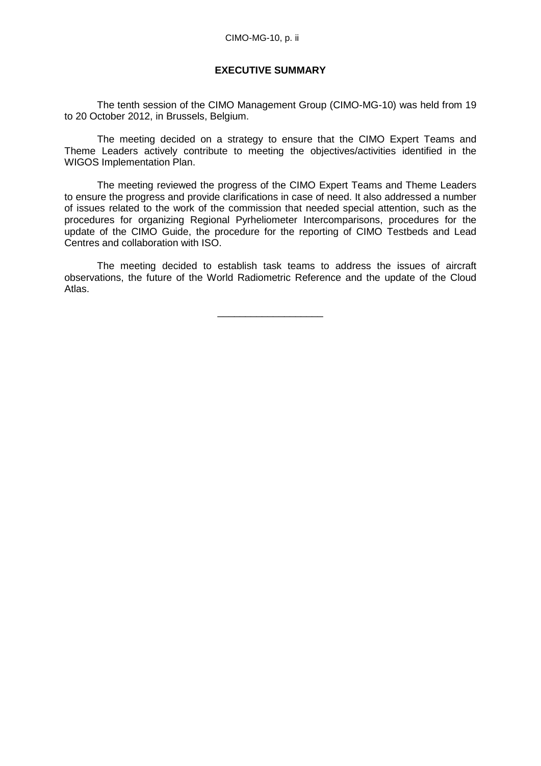## EXECUTIVE SUMMARY

The tenth session of the CIMO Management Group (CIMO-MG-10) was held from 19 to 20 October 2012, in Brussels, Belgium.

The meeting decided on a strategy to ensure that the CIMO Expert Teams and Theme Leaders actively contribute to meeting the objectives/activities identified in the WIGOS Implementation Plan.

The meeting reviewed the progress of the CIMO Expert Teams and Theme Leaders to ensure the progress and provide clarifications in case of need. It also addressed a number of issues related to the work of the commission that needed special attention, such as the procedures for organizing Regional Pyrheliometer Intercomparisons, procedures for the update of the CIMO Guide, the procedure for the reporting of CIMO Testbeds and Lead Centres and collaboration with ISO.

The meeting decided to establish task teams to address the issues of aircraft observations, the future of the World Radiometric Reference and the update of the Cloud Atlas.

___________________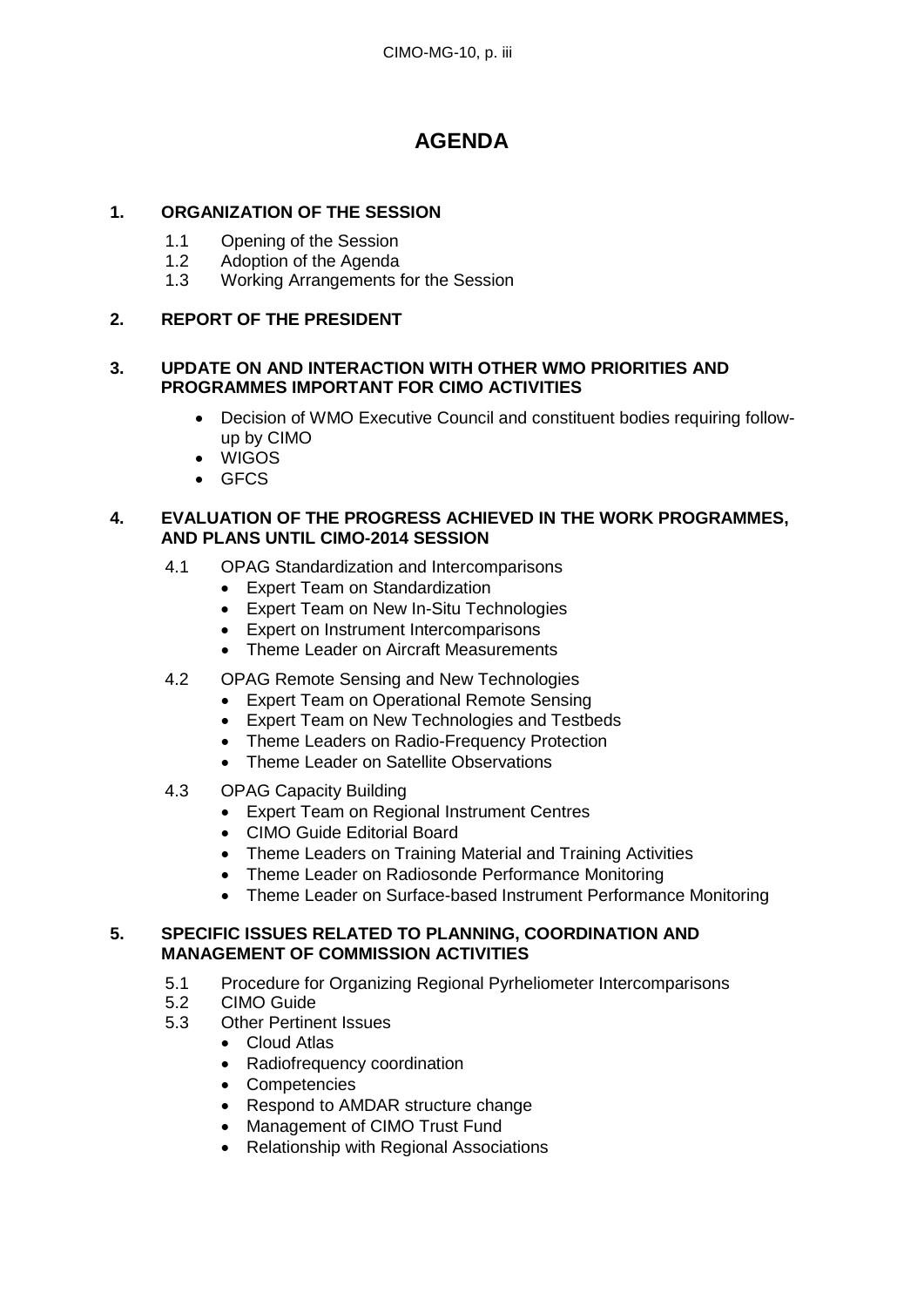# AGENDA

## 1. ORGANIZATION OF THE SESSION

1.1 Opening of the Session
1.2 Adoption of the Agenda
1.3 Working Arrangements for the Session

## 2. REPORT OF THE PRESIDENT

## 3. UPDATE ON AND INTERACTION WITH OTHER WMO PRIORITIES AND PROGRAMMES IMPORTANT FOR CIMO ACTIVITIES

- Decision of WMO Executive Council and constituent bodies requiring follow-up by CIMO
- WIGOS
- GFCS

## 4. EVALUATION OF THE PROGRESS ACHIEVED IN THE WORK PROGRAMMES, AND PLANS UNTIL CIMO-2014 SESSION

4.1 OPAG Standardization and Intercomparisons
- Expert Team on Standardization
- Expert Team on New In-Situ Technologies
- Expert on Instrument Intercomparisons
- Theme Leader on Aircraft Measurements

4.2 OPAG Remote Sensing and New Technologies
- Expert Team on Operational Remote Sensing
- Expert Team on New Technologies and Testbeds
- Theme Leaders on Radio-Frequency Protection
- Theme Leader on Satellite Observations

4.3 OPAG Capacity Building
- Expert Team on Regional Instrument Centres
- CIMO Guide Editorial Board
- Theme Leaders on Training Material and Training Activities
- Theme Leader on Radiosonde Performance Monitoring
- Theme Leader on Surface-based Instrument Performance Monitoring

## 5. SPECIFIC ISSUES RELATED TO PLANNING, COORDINATION AND MANAGEMENT OF COMMISSION ACTIVITIES

5.1 Procedure for Organizing Regional Pyrheliometer Intercomparisons
5.2 CIMO Guide
5.3 Other Pertinent Issues
- Cloud Atlas
- Radiofrequency coordination
- Competencies
- Respond to AMDAR structure change
- Management of CIMO Trust Fund
- Relationship with Regional Associations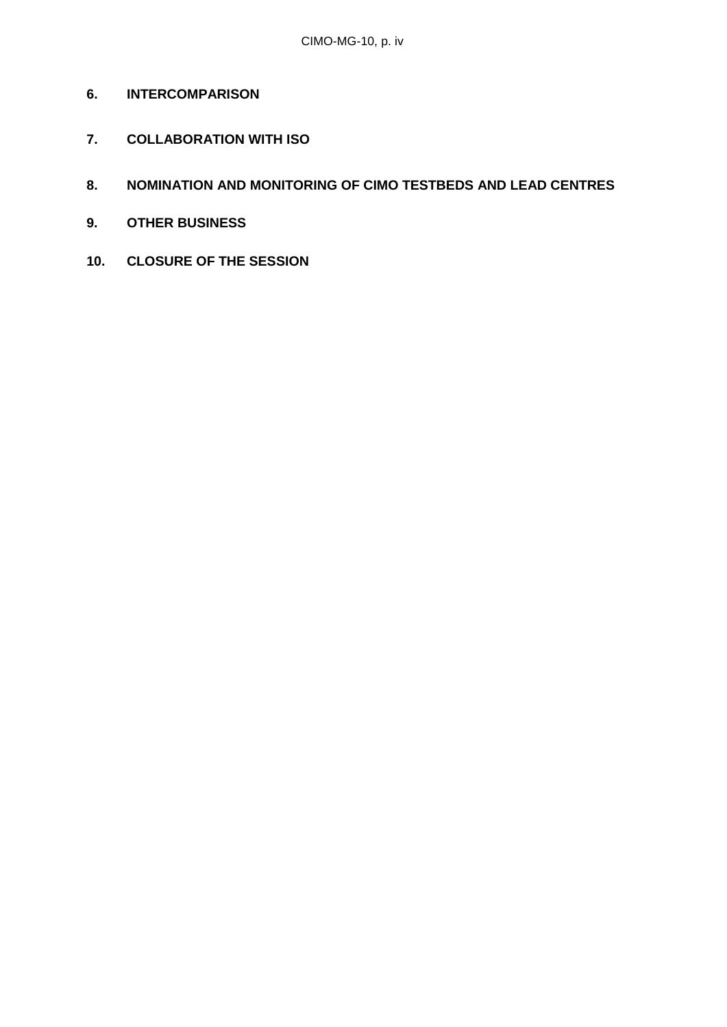**6. INTERCOMPARISON**

**7. COLLABORATION WITH ISO**

**8. NOMINATION AND MONITORING OF CIMO TESTBEDS AND LEAD CENTRES**

**9. OTHER BUSINESS**

**10. CLOSURE OF THE SESSION**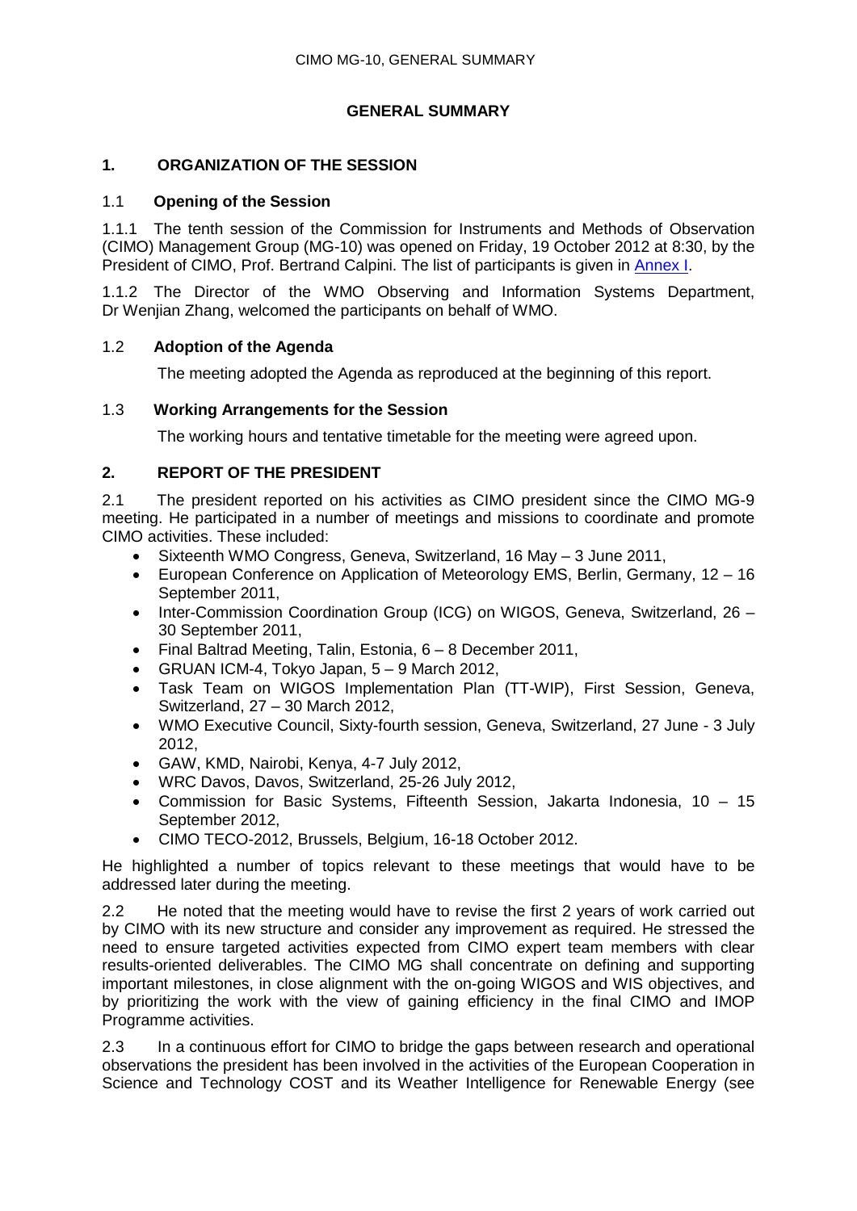# GENERAL SUMMARY

## 1. ORGANIZATION OF THE SESSION

### 1.1 Opening of the Session

1.1.1 The tenth session of the Commission for Instruments and Methods of Observation (CIMO) Management Group (MG-10) was opened on Friday, 19 October 2012 at 8:30, by the President of CIMO, Prof. Bertrand Calpini. The list of participants is given in Annex I.

1.1.2 The Director of the WMO Observing and Information Systems Department, Dr Wenjian Zhang, welcomed the participants on behalf of WMO.

### 1.2 Adoption of the Agenda

The meeting adopted the Agenda as reproduced at the beginning of this report.

### 1.3 Working Arrangements for the Session

The working hours and tentative timetable for the meeting were agreed upon.

## 2. REPORT OF THE PRESIDENT

2.1 The president reported on his activities as CIMO president since the CIMO MG-9 meeting. He participated in a number of meetings and missions to coordinate and promote CIMO activities. These included:

- Sixteenth WMO Congress, Geneva, Switzerland, 16 May – 3 June 2011,
- European Conference on Application of Meteorology EMS, Berlin, Germany, 12 – 16 September 2011,
- Inter-Commission Coordination Group (ICG) on WIGOS, Geneva, Switzerland, 26 – 30 September 2011,
- Final Baltrad Meeting, Talin, Estonia, 6 – 8 December 2011,
- GRUAN ICM-4, Tokyo Japan, 5 – 9 March 2012,
- Task Team on WIGOS Implementation Plan (TT-WIP), First Session, Geneva, Switzerland, 27 – 30 March 2012,
- WMO Executive Council, Sixty-fourth session, Geneva, Switzerland, 27 June - 3 July 2012,
- GAW, KMD, Nairobi, Kenya, 4-7 July 2012,
- WRC Davos, Davos, Switzerland, 25-26 July 2012,
- Commission for Basic Systems, Fifteenth Session, Jakarta Indonesia, 10 – 15 September 2012,
- CIMO TECO-2012, Brussels, Belgium, 16-18 October 2012.

He highlighted a number of topics relevant to these meetings that would have to be addressed later during the meeting.

2.2 He noted that the meeting would have to revise the first 2 years of work carried out by CIMO with its new structure and consider any improvement as required. He stressed the need to ensure targeted activities expected from CIMO expert team members with clear results-oriented deliverables. The CIMO MG shall concentrate on defining and supporting important milestones, in close alignment with the on-going WIGOS and WIS objectives, and by prioritizing the work with the view of gaining efficiency in the final CIMO and IMOP Programme activities.

2.3 In a continuous effort for CIMO to bridge the gaps between research and operational observations the president has been involved in the activities of the European Cooperation in Science and Technology COST and its Weather Intelligence for Renewable Energy (see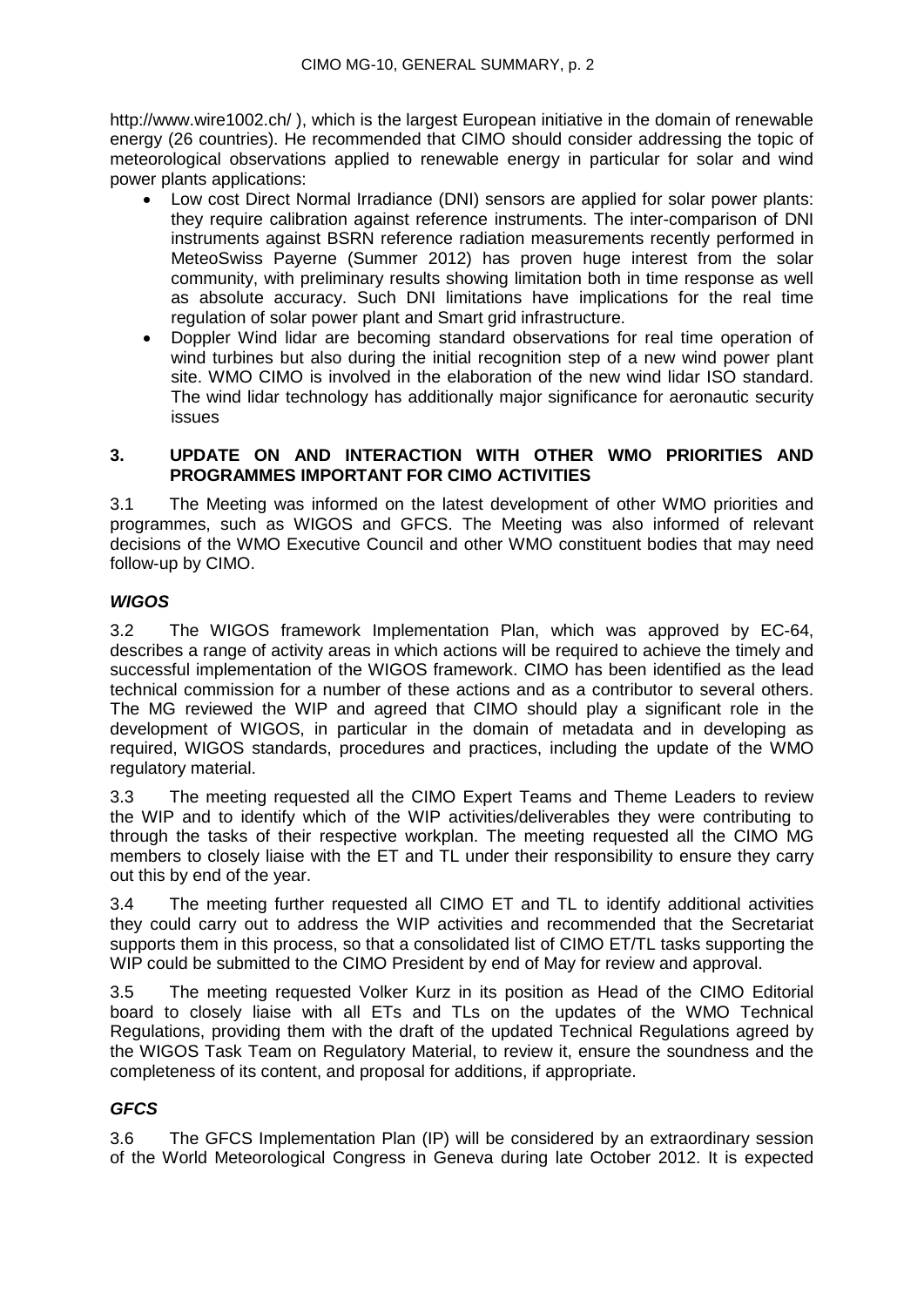http://www.wire1002.ch/ ), which is the largest European initiative in the domain of renewable energy (26 countries). He recommended that CIMO should consider addressing the topic of meteorological observations applied to renewable energy in particular for solar and wind power plants applications:

- Low cost Direct Normal Irradiance (DNI) sensors are applied for solar power plants: they require calibration against reference instruments. The inter-comparison of DNI instruments against BSRN reference radiation measurements recently performed in MeteoSwiss Payerne (Summer 2012) has proven huge interest from the solar community, with preliminary results showing limitation both in time response as well as absolute accuracy. Such DNI limitations have implications for the real time regulation of solar power plant and Smart grid infrastructure.
- Doppler Wind lidar are becoming standard observations for real time operation of wind turbines but also during the initial recognition step of a new wind power plant site. WMO CIMO is involved in the elaboration of the new wind lidar ISO standard. The wind lidar technology has additionally major significance for aeronautic security issues

## 3. UPDATE ON AND INTERACTION WITH OTHER WMO PRIORITIES AND PROGRAMMES IMPORTANT FOR CIMO ACTIVITIES

3.1 The Meeting was informed on the latest development of other WMO priorities and programmes, such as WIGOS and GFCS. The Meeting was also informed of relevant decisions of the WMO Executive Council and other WMO constituent bodies that may need follow-up by CIMO.

### *WIGOS*

3.2 The WIGOS framework Implementation Plan, which was approved by EC-64, describes a range of activity areas in which actions will be required to achieve the timely and successful implementation of the WIGOS framework. CIMO has been identified as the lead technical commission for a number of these actions and as a contributor to several others. The MG reviewed the WIP and agreed that CIMO should play a significant role in the development of WIGOS, in particular in the domain of metadata and in developing as required, WIGOS standards, procedures and practices, including the update of the WMO regulatory material.

3.3 The meeting requested all the CIMO Expert Teams and Theme Leaders to review the WIP and to identify which of the WIP activities/deliverables they were contributing to through the tasks of their respective workplan. The meeting requested all the CIMO MG members to closely liaise with the ET and TL under their responsibility to ensure they carry out this by end of the year.

3.4 The meeting further requested all CIMO ET and TL to identify additional activities they could carry out to address the WIP activities and recommended that the Secretariat supports them in this process, so that a consolidated list of CIMO ET/TL tasks supporting the WIP could be submitted to the CIMO President by end of May for review and approval.

3.5 The meeting requested Volker Kurz in its position as Head of the CIMO Editorial board to closely liaise with all ETs and TLs on the updates of the WMO Technical Regulations, providing them with the draft of the updated Technical Regulations agreed by the WIGOS Task Team on Regulatory Material, to review it, ensure the soundness and the completeness of its content, and proposal for additions, if appropriate.

### *GFCS*

3.6 The GFCS Implementation Plan (IP) will be considered by an extraordinary session of the World Meteorological Congress in Geneva during late October 2012. It is expected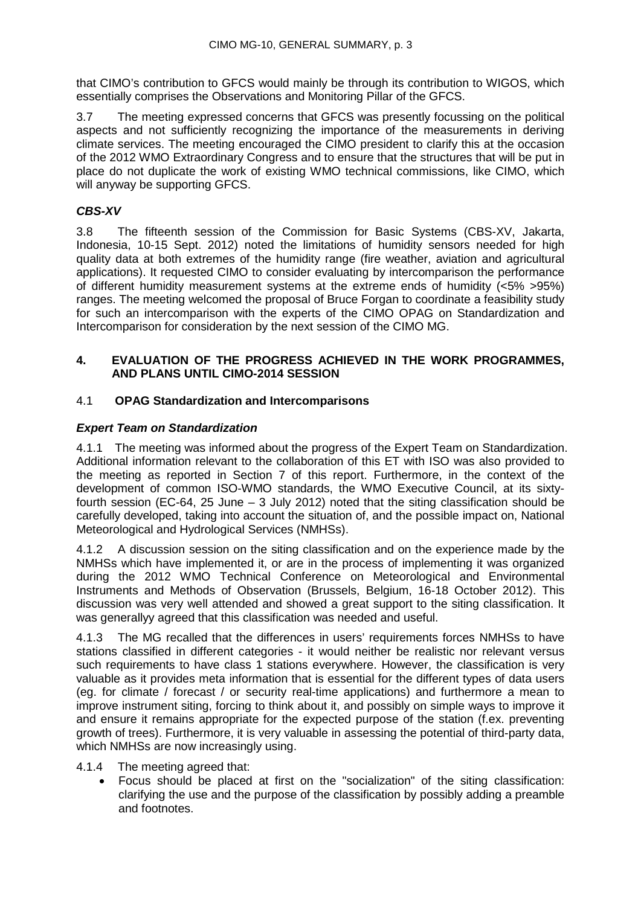that CIMO's contribution to GFCS would mainly be through its contribution to WIGOS, which essentially comprises the Observations and Monitoring Pillar of the GFCS.

3.7 The meeting expressed concerns that GFCS was presently focussing on the political aspects and not sufficiently recognizing the importance of the measurements in deriving climate services. The meeting encouraged the CIMO president to clarify this at the occasion of the 2012 WMO Extraordinary Congress and to ensure that the structures that will be put in place do not duplicate the work of existing WMO technical commissions, like CIMO, which will anyway be supporting GFCS.

### *CBS-XV*

3.8 The fifteenth session of the Commission for Basic Systems (CBS-XV, Jakarta, Indonesia, 10-15 Sept. 2012) noted the limitations of humidity sensors needed for high quality data at both extremes of the humidity range (fire weather, aviation and agricultural applications). It requested CIMO to consider evaluating by intercomparison the performance of different humidity measurement systems at the extreme ends of humidity (<5% >95%) ranges. The meeting welcomed the proposal of Bruce Forgan to coordinate a feasibility study for such an intercomparison with the experts of the CIMO OPAG on Standardization and Intercomparison for consideration by the next session of the CIMO MG.

## 4. EVALUATION OF THE PROGRESS ACHIEVED IN THE WORK PROGRAMMES, AND PLANS UNTIL CIMO-2014 SESSION

### 4.1 OPAG Standardization and Intercomparisons

#### *Expert Team on Standardization*

4.1.1 The meeting was informed about the progress of the Expert Team on Standardization. Additional information relevant to the collaboration of this ET with ISO was also provided to the meeting as reported in Section 7 of this report. Furthermore, in the context of the development of common ISO-WMO standards, the WMO Executive Council, at its sixty-fourth session (EC-64, 25 June – 3 July 2012) noted that the siting classification should be carefully developed, taking into account the situation of, and the possible impact on, National Meteorological and Hydrological Services (NMHSs).

4.1.2 A discussion session on the siting classification and on the experience made by the NMHSs which have implemented it, or are in the process of implementing it was organized during the 2012 WMO Technical Conference on Meteorological and Environmental Instruments and Methods of Observation (Brussels, Belgium, 16-18 October 2012). This discussion was very well attended and showed a great support to the siting classification. It was generallyy agreed that this classification was needed and useful.

4.1.3 The MG recalled that the differences in users' requirements forces NMHSs to have stations classified in different categories - it would neither be realistic nor relevant versus such requirements to have class 1 stations everywhere. However, the classification is very valuable as it provides meta information that is essential for the different types of data users (eg. for climate / forecast / or security real-time applications) and furthermore a mean to improve instrument siting, forcing to think about it, and possibly on simple ways to improve it and ensure it remains appropriate for the expected purpose of the station (f.ex. preventing growth of trees). Furthermore, it is very valuable in assessing the potential of third-party data, which NMHSs are now increasingly using.

4.1.4 The meeting agreed that:

- Focus should be placed at first on the "socialization" of the siting classification: clarifying the use and the purpose of the classification by possibly adding a preamble and footnotes.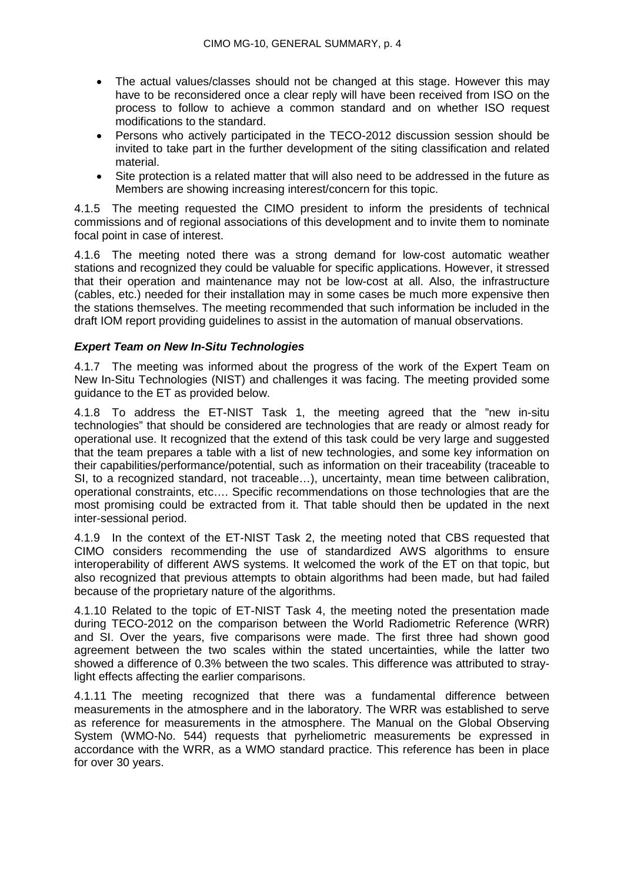- The actual values/classes should not be changed at this stage. However this may have to be reconsidered once a clear reply will have been received from ISO on the process to follow to achieve a common standard and on whether ISO request modifications to the standard.
- Persons who actively participated in the TECO-2012 discussion session should be invited to take part in the further development of the siting classification and related material.
- Site protection is a related matter that will also need to be addressed in the future as Members are showing increasing interest/concern for this topic.

4.1.5 The meeting requested the CIMO president to inform the presidents of technical commissions and of regional associations of this development and to invite them to nominate focal point in case of interest.

4.1.6 The meeting noted there was a strong demand for low-cost automatic weather stations and recognized they could be valuable for specific applications. However, it stressed that their operation and maintenance may not be low-cost at all. Also, the infrastructure (cables, etc.) needed for their installation may in some cases be much more expensive then the stations themselves. The meeting recommended that such information be included in the draft IOM report providing guidelines to assist in the automation of manual observations.

### *Expert Team on New In-Situ Technologies*

4.1.7 The meeting was informed about the progress of the work of the Expert Team on New In-Situ Technologies (NIST) and challenges it was facing. The meeting provided some guidance to the ET as provided below.

4.1.8 To address the ET-NIST Task 1, the meeting agreed that the "new in-situ technologies" that should be considered are technologies that are ready or almost ready for operational use. It recognized that the extend of this task could be very large and suggested that the team prepares a table with a list of new technologies, and some key information on their capabilities/performance/potential, such as information on their traceability (traceable to SI, to a recognized standard, not traceable…), uncertainty, mean time between calibration, operational constraints, etc…. Specific recommendations on those technologies that are the most promising could be extracted from it. That table should then be updated in the next inter-sessional period.

4.1.9 In the context of the ET-NIST Task 2, the meeting noted that CBS requested that CIMO considers recommending the use of standardized AWS algorithms to ensure interoperability of different AWS systems. It welcomed the work of the ET on that topic, but also recognized that previous attempts to obtain algorithms had been made, but had failed because of the proprietary nature of the algorithms.

4.1.10 Related to the topic of ET-NIST Task 4, the meeting noted the presentation made during TECO-2012 on the comparison between the World Radiometric Reference (WRR) and SI. Over the years, five comparisons were made. The first three had shown good agreement between the two scales within the stated uncertainties, while the latter two showed a difference of 0.3% between the two scales. This difference was attributed to stray-light effects affecting the earlier comparisons.

4.1.11 The meeting recognized that there was a fundamental difference between measurements in the atmosphere and in the laboratory. The WRR was established to serve as reference for measurements in the atmosphere. The Manual on the Global Observing System (WMO-No. 544) requests that pyrheliometric measurements be expressed in accordance with the WRR, as a WMO standard practice. This reference has been in place for over 30 years.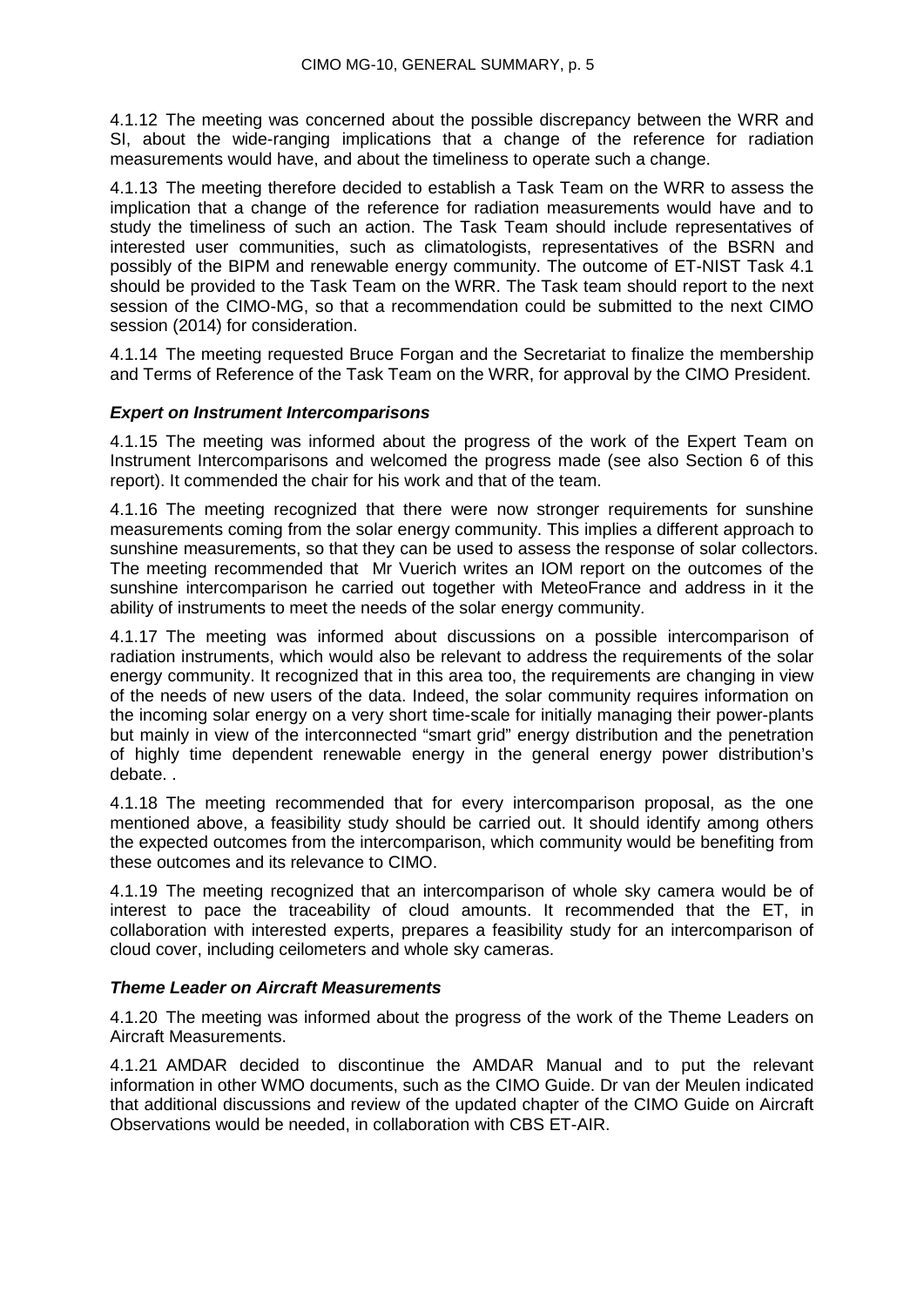4.1.12 The meeting was concerned about the possible discrepancy between the WRR and SI, about the wide-ranging implications that a change of the reference for radiation measurements would have, and about the timeliness to operate such a change.

4.1.13 The meeting therefore decided to establish a Task Team on the WRR to assess the implication that a change of the reference for radiation measurements would have and to study the timeliness of such an action. The Task Team should include representatives of interested user communities, such as climatologists, representatives of the BSRN and possibly of the BIPM and renewable energy community. The outcome of ET-NIST Task 4.1 should be provided to the Task Team on the WRR. The Task team should report to the next session of the CIMO-MG, so that a recommendation could be submitted to the next CIMO session (2014) for consideration.

4.1.14 The meeting requested Bruce Forgan and the Secretariat to finalize the membership and Terms of Reference of the Task Team on the WRR, for approval by the CIMO President.

***Expert on Instrument Intercomparisons***

4.1.15 The meeting was informed about the progress of the work of the Expert Team on Instrument Intercomparisons and welcomed the progress made (see also Section 6 of this report). It commended the chair for his work and that of the team.

4.1.16 The meeting recognized that there were now stronger requirements for sunshine measurements coming from the solar energy community. This implies a different approach to sunshine measurements, so that they can be used to assess the response of solar collectors. The meeting recommended that Mr Vuerich writes an IOM report on the outcomes of the sunshine intercomparison he carried out together with MeteoFrance and address in it the ability of instruments to meet the needs of the solar energy community.

4.1.17 The meeting was informed about discussions on a possible intercomparison of radiation instruments, which would also be relevant to address the requirements of the solar energy community. It recognized that in this area too, the requirements are changing in view of the needs of new users of the data. Indeed, the solar community requires information on the incoming solar energy on a very short time-scale for initially managing their power-plants but mainly in view of the interconnected "smart grid" energy distribution and the penetration of highly time dependent renewable energy in the general energy power distribution's debate. .

4.1.18 The meeting recommended that for every intercomparison proposal, as the one mentioned above, a feasibility study should be carried out. It should identify among others the expected outcomes from the intercomparison, which community would be benefiting from these outcomes and its relevance to CIMO.

4.1.19 The meeting recognized that an intercomparison of whole sky camera would be of interest to pace the traceability of cloud amounts. It recommended that the ET, in collaboration with interested experts, prepares a feasibility study for an intercomparison of cloud cover, including ceilometers and whole sky cameras.

***Theme Leader on Aircraft Measurements***

4.1.20 The meeting was informed about the progress of the work of the Theme Leaders on Aircraft Measurements.

4.1.21 AMDAR decided to discontinue the AMDAR Manual and to put the relevant information in other WMO documents, such as the CIMO Guide. Dr van der Meulen indicated that additional discussions and review of the updated chapter of the CIMO Guide on Aircraft Observations would be needed, in collaboration with CBS ET-AIR.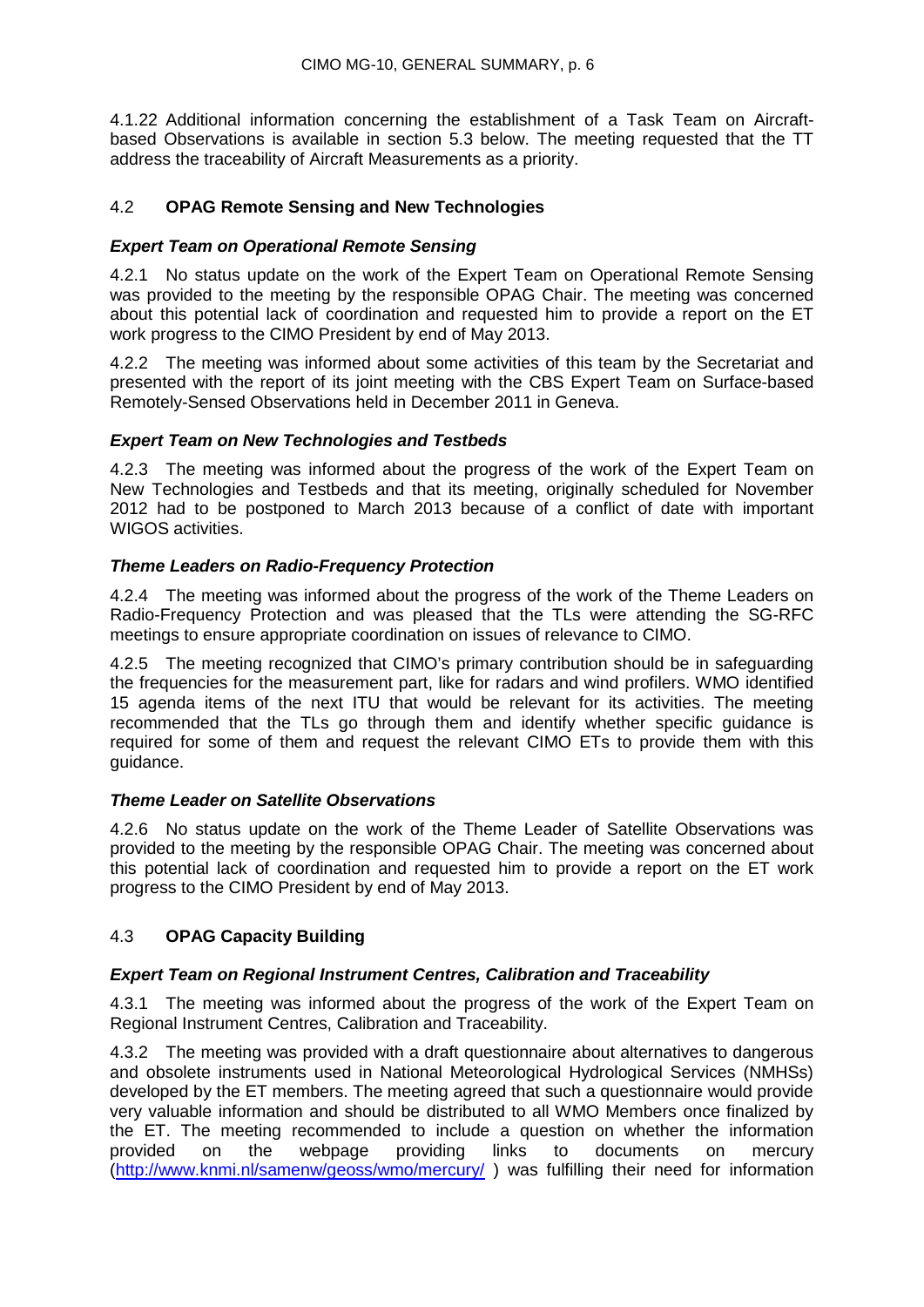4.1.22 Additional information concerning the establishment of a Task Team on Aircraft-based Observations is available in section 5.3 below. The meeting requested that the TT address the traceability of Aircraft Measurements as a priority.

## 4.2 **OPAG Remote Sensing and New Technologies**

### ***Expert Team on Operational Remote Sensing***

4.2.1 No status update on the work of the Expert Team on Operational Remote Sensing was provided to the meeting by the responsible OPAG Chair. The meeting was concerned about this potential lack of coordination and requested him to provide a report on the ET work progress to the CIMO President by end of May 2013.

4.2.2 The meeting was informed about some activities of this team by the Secretariat and presented with the report of its joint meeting with the CBS Expert Team on Surface-based Remotely-Sensed Observations held in December 2011 in Geneva.

### ***Expert Team on New Technologies and Testbeds***

4.2.3 The meeting was informed about the progress of the work of the Expert Team on New Technologies and Testbeds and that its meeting, originally scheduled for November 2012 had to be postponed to March 2013 because of a conflict of date with important WIGOS activities.

### ***Theme Leaders on Radio-Frequency Protection***

4.2.4 The meeting was informed about the progress of the work of the Theme Leaders on Radio-Frequency Protection and was pleased that the TLs were attending the SG-RFC meetings to ensure appropriate coordination on issues of relevance to CIMO.

4.2.5 The meeting recognized that CIMO's primary contribution should be in safeguarding the frequencies for the measurement part, like for radars and wind profilers. WMO identified 15 agenda items of the next ITU that would be relevant for its activities. The meeting recommended that the TLs go through them and identify whether specific guidance is required for some of them and request the relevant CIMO ETs to provide them with this guidance.

### ***Theme Leader on Satellite Observations***

4.2.6 No status update on the work of the Theme Leader of Satellite Observations was provided to the meeting by the responsible OPAG Chair. The meeting was concerned about this potential lack of coordination and requested him to provide a report on the ET work progress to the CIMO President by end of May 2013.

## 4.3 **OPAG Capacity Building**

### ***Expert Team on Regional Instrument Centres, Calibration and Traceability***

4.3.1 The meeting was informed about the progress of the work of the Expert Team on Regional Instrument Centres, Calibration and Traceability.

4.3.2 The meeting was provided with a draft questionnaire about alternatives to dangerous and obsolete instruments used in National Meteorological Hydrological Services (NMHSs) developed by the ET members. The meeting agreed that such a questionnaire would provide very valuable information and should be distributed to all WMO Members once finalized by the ET. The meeting recommended to include a question on whether the information provided on the webpage providing links to documents on mercury (http://www.knmi.nl/samenw/geoss/wmo/mercury/ ) was fulfilling their need for information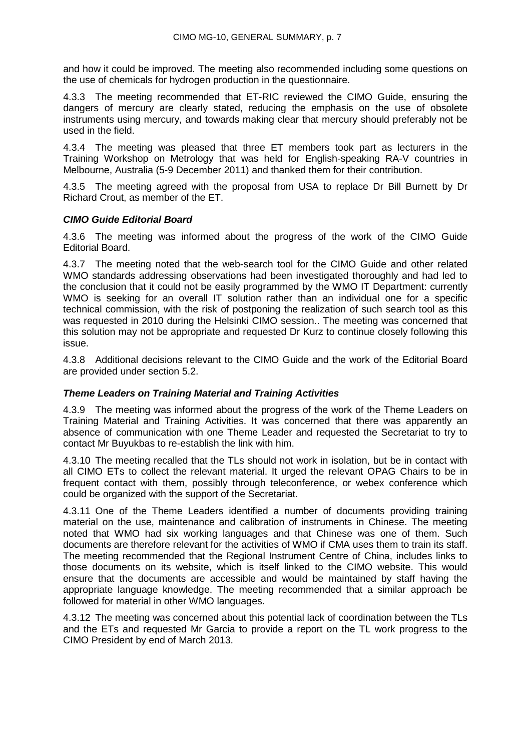and how it could be improved. The meeting also recommended including some questions on the use of chemicals for hydrogen production in the questionnaire.

4.3.3 The meeting recommended that ET-RIC reviewed the CIMO Guide, ensuring the dangers of mercury are clearly stated, reducing the emphasis on the use of obsolete instruments using mercury, and towards making clear that mercury should preferably not be used in the field.

4.3.4 The meeting was pleased that three ET members took part as lecturers in the Training Workshop on Metrology that was held for English-speaking RA-V countries in Melbourne, Australia (5-9 December 2011) and thanked them for their contribution.

4.3.5 The meeting agreed with the proposal from USA to replace Dr Bill Burnett by Dr Richard Crout, as member of the ET.

***CIMO Guide Editorial Board***

4.3.6 The meeting was informed about the progress of the work of the CIMO Guide Editorial Board.

4.3.7 The meeting noted that the web-search tool for the CIMO Guide and other related WMO standards addressing observations had been investigated thoroughly and had led to the conclusion that it could not be easily programmed by the WMO IT Department: currently WMO is seeking for an overall IT solution rather than an individual one for a specific technical commission, with the risk of postponing the realization of such search tool as this was requested in 2010 during the Helsinki CIMO session.. The meeting was concerned that this solution may not be appropriate and requested Dr Kurz to continue closely following this issue.

4.3.8 Additional decisions relevant to the CIMO Guide and the work of the Editorial Board are provided under section 5.2.

***Theme Leaders on Training Material and Training Activities***

4.3.9 The meeting was informed about the progress of the work of the Theme Leaders on Training Material and Training Activities. It was concerned that there was apparently an absence of communication with one Theme Leader and requested the Secretariat to try to contact Mr Buyukbas to re-establish the link with him.

4.3.10 The meeting recalled that the TLs should not work in isolation, but be in contact with all CIMO ETs to collect the relevant material. It urged the relevant OPAG Chairs to be in frequent contact with them, possibly through teleconference, or webex conference which could be organized with the support of the Secretariat.

4.3.11 One of the Theme Leaders identified a number of documents providing training material on the use, maintenance and calibration of instruments in Chinese. The meeting noted that WMO had six working languages and that Chinese was one of them. Such documents are therefore relevant for the activities of WMO if CMA uses them to train its staff. The meeting recommended that the Regional Instrument Centre of China, includes links to those documents on its website, which is itself linked to the CIMO website. This would ensure that the documents are accessible and would be maintained by staff having the appropriate language knowledge. The meeting recommended that a similar approach be followed for material in other WMO languages.

4.3.12 The meeting was concerned about this potential lack of coordination between the TLs and the ETs and requested Mr Garcia to provide a report on the TL work progress to the CIMO President by end of March 2013.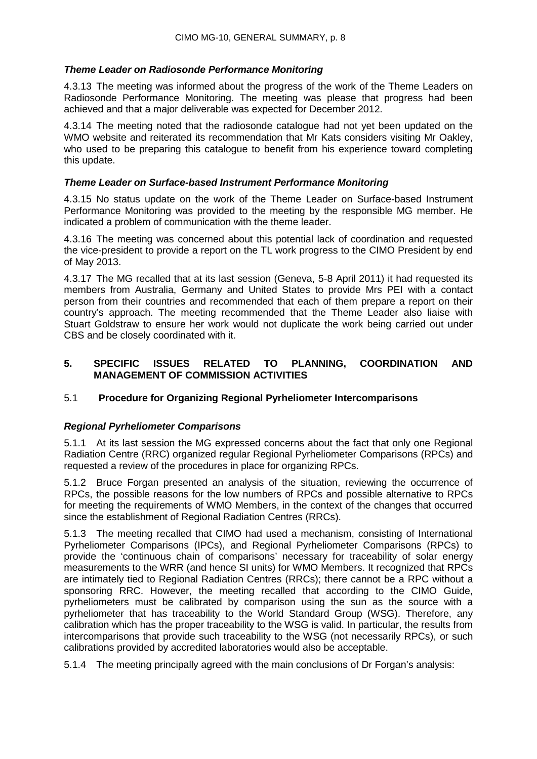### *Theme Leader on Radiosonde Performance Monitoring*

4.3.13 The meeting was informed about the progress of the work of the Theme Leaders on Radiosonde Performance Monitoring. The meeting was please that progress had been achieved and that a major deliverable was expected for December 2012.

4.3.14 The meeting noted that the radiosonde catalogue had not yet been updated on the WMO website and reiterated its recommendation that Mr Kats considers visiting Mr Oakley, who used to be preparing this catalogue to benefit from his experience toward completing this update.

### *Theme Leader on Surface-based Instrument Performance Monitoring*

4.3.15 No status update on the work of the Theme Leader on Surface-based Instrument Performance Monitoring was provided to the meeting by the responsible MG member. He indicated a problem of communication with the theme leader.

4.3.16 The meeting was concerned about this potential lack of coordination and requested the vice-president to provide a report on the TL work progress to the CIMO President by end of May 2013.

4.3.17 The MG recalled that at its last session (Geneva, 5-8 April 2011) it had requested its members from Australia, Germany and United States to provide Mrs PEI with a contact person from their countries and recommended that each of them prepare a report on their country's approach. The meeting recommended that the Theme Leader also liaise with Stuart Goldstraw to ensure her work would not duplicate the work being carried out under CBS and be closely coordinated with it.

## 5. SPECIFIC ISSUES RELATED TO PLANNING, COORDINATION AND MANAGEMENT OF COMMISSION ACTIVITIES

### 5.1 **Procedure for Organizing Regional Pyrheliometer Intercomparisons**

### *Regional Pyrheliometer Comparisons*

5.1.1 At its last session the MG expressed concerns about the fact that only one Regional Radiation Centre (RRC) organized regular Regional Pyrheliometer Comparisons (RPCs) and requested a review of the procedures in place for organizing RPCs.

5.1.2 Bruce Forgan presented an analysis of the situation, reviewing the occurrence of RPCs, the possible reasons for the low numbers of RPCs and possible alternative to RPCs for meeting the requirements of WMO Members, in the context of the changes that occurred since the establishment of Regional Radiation Centres (RRCs).

5.1.3 The meeting recalled that CIMO had used a mechanism, consisting of International Pyrheliometer Comparisons (IPCs), and Regional Pyrheliometer Comparisons (RPCs) to provide the 'continuous chain of comparisons' necessary for traceability of solar energy measurements to the WRR (and hence SI units) for WMO Members. It recognized that RPCs are intimately tied to Regional Radiation Centres (RRCs); there cannot be a RPC without a sponsoring RRC. However, the meeting recalled that according to the CIMO Guide, pyrheliometers must be calibrated by comparison using the sun as the source with a pyrheliometer that has traceability to the World Standard Group (WSG). Therefore, any calibration which has the proper traceability to the WSG is valid. In particular, the results from intercomparisons that provide such traceability to the WSG (not necessarily RPCs), or such calibrations provided by accredited laboratories would also be acceptable.

5.1.4 The meeting principally agreed with the main conclusions of Dr Forgan's analysis: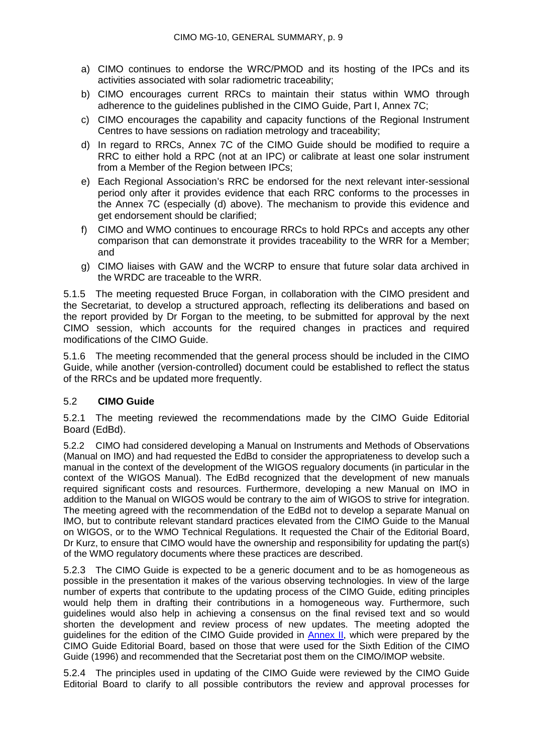a) CIMO continues to endorse the WRC/PMOD and its hosting of the IPCs and its activities associated with solar radiometric traceability;

b) CIMO encourages current RRCs to maintain their status within WMO through adherence to the guidelines published in the CIMO Guide, Part I, Annex 7C;

c) CIMO encourages the capability and capacity functions of the Regional Instrument Centres to have sessions on radiation metrology and traceability;

d) In regard to RRCs, Annex 7C of the CIMO Guide should be modified to require a RRC to either hold a RPC (not at an IPC) or calibrate at least one solar instrument from a Member of the Region between IPCs;

e) Each Regional Association's RRC be endorsed for the next relevant inter-sessional period only after it provides evidence that each RRC conforms to the processes in the Annex 7C (especially (d) above). The mechanism to provide this evidence and get endorsement should be clarified;

f) CIMO and WMO continues to encourage RRCs to hold RPCs and accepts any other comparison that can demonstrate it provides traceability to the WRR for a Member; and

g) CIMO liaises with GAW and the WCRP to ensure that future solar data archived in the WRDC are traceable to the WRR.

5.1.5 The meeting requested Bruce Forgan, in collaboration with the CIMO president and the Secretariat, to develop a structured approach, reflecting its deliberations and based on the report provided by Dr Forgan to the meeting, to be submitted for approval by the next CIMO session, which accounts for the required changes in practices and required modifications of the CIMO Guide.

5.1.6 The meeting recommended that the general process should be included in the CIMO Guide, while another (version-controlled) document could be established to reflect the status of the RRCs and be updated more frequently.

## 5.2 **CIMO Guide**

5.2.1 The meeting reviewed the recommendations made by the CIMO Guide Editorial Board (EdBd).

5.2.2 CIMO had considered developing a Manual on Instruments and Methods of Observations (Manual on IMO) and had requested the EdBd to consider the appropriateness to develop such a manual in the context of the development of the WIGOS regualory documents (in particular in the context of the WIGOS Manual). The EdBd recognized that the development of new manuals required significant costs and resources. Furthermore, developing a new Manual on IMO in addition to the Manual on WIGOS would be contrary to the aim of WIGOS to strive for integration. The meeting agreed with the recommendation of the EdBd not to develop a separate Manual on IMO, but to contribute relevant standard practices elevated from the CIMO Guide to the Manual on WIGOS, or to the WMO Technical Regulations. It requested the Chair of the Editorial Board, Dr Kurz, to ensure that CIMO would have the ownership and responsibility for updating the part(s) of the WMO regulatory documents where these practices are described.

5.2.3 The CIMO Guide is expected to be a generic document and to be as homogeneous as possible in the presentation it makes of the various observing technologies. In view of the large number of experts that contribute to the updating process of the CIMO Guide, editing principles would help them in drafting their contributions in a homogeneous way. Furthermore, such guidelines would also help in achieving a consensus on the final revised text and so would shorten the development and review process of new updates. The meeting adopted the guidelines for the edition of the CIMO Guide provided in Annex II, which were prepared by the CIMO Guide Editorial Board, based on those that were used for the Sixth Edition of the CIMO Guide (1996) and recommended that the Secretariat post them on the CIMO/IMOP website.

5.2.4 The principles used in updating of the CIMO Guide were reviewed by the CIMO Guide Editorial Board to clarify to all possible contributors the review and approval processes for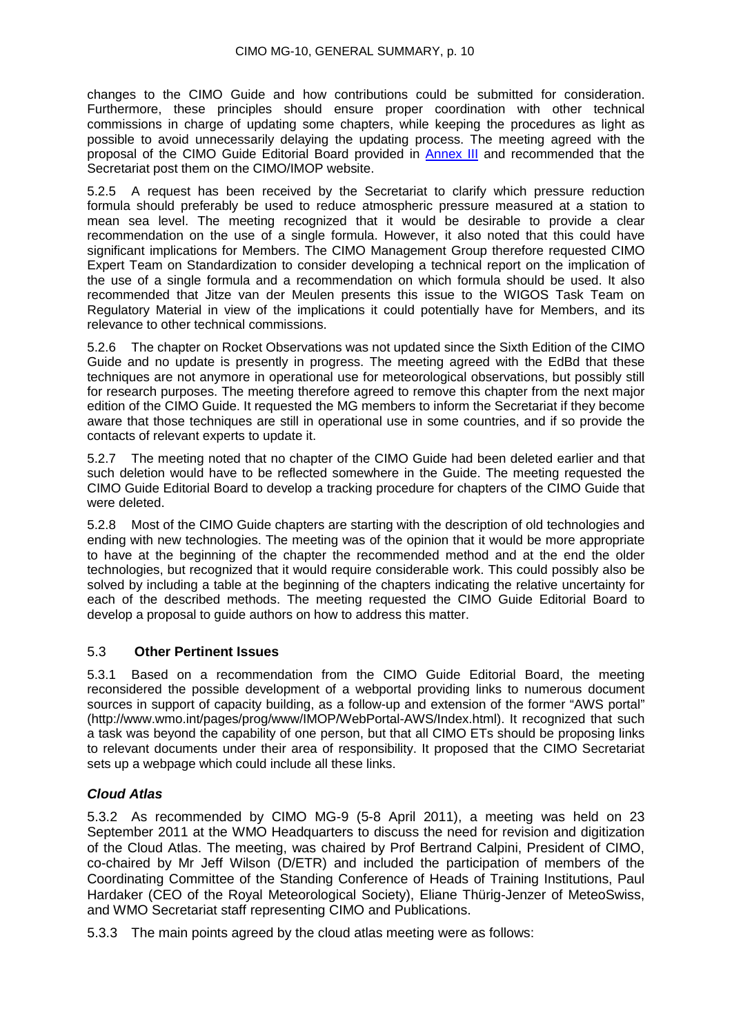changes to the CIMO Guide and how contributions could be submitted for consideration. Furthermore, these principles should ensure proper coordination with other technical commissions in charge of updating some chapters, while keeping the procedures as light as possible to avoid unnecessarily delaying the updating process. The meeting agreed with the proposal of the CIMO Guide Editorial Board provided in Annex III and recommended that the Secretariat post them on the CIMO/IMOP website.

5.2.5 A request has been received by the Secretariat to clarify which pressure reduction formula should preferably be used to reduce atmospheric pressure measured at a station to mean sea level. The meeting recognized that it would be desirable to provide a clear recommendation on the use of a single formula. However, it also noted that this could have significant implications for Members. The CIMO Management Group therefore requested CIMO Expert Team on Standardization to consider developing a technical report on the implication of the use of a single formula and a recommendation on which formula should be used. It also recommended that Jitze van der Meulen presents this issue to the WIGOS Task Team on Regulatory Material in view of the implications it could potentially have for Members, and its relevance to other technical commissions.

5.2.6 The chapter on Rocket Observations was not updated since the Sixth Edition of the CIMO Guide and no update is presently in progress. The meeting agreed with the EdBd that these techniques are not anymore in operational use for meteorological observations, but possibly still for research purposes. The meeting therefore agreed to remove this chapter from the next major edition of the CIMO Guide. It requested the MG members to inform the Secretariat if they become aware that those techniques are still in operational use in some countries, and if so provide the contacts of relevant experts to update it.

5.2.7 The meeting noted that no chapter of the CIMO Guide had been deleted earlier and that such deletion would have to be reflected somewhere in the Guide. The meeting requested the CIMO Guide Editorial Board to develop a tracking procedure for chapters of the CIMO Guide that were deleted.

5.2.8 Most of the CIMO Guide chapters are starting with the description of old technologies and ending with new technologies. The meeting was of the opinion that it would be more appropriate to have at the beginning of the chapter the recommended method and at the end the older technologies, but recognized that it would require considerable work. This could possibly also be solved by including a table at the beginning of the chapters indicating the relative uncertainty for each of the described methods. The meeting requested the CIMO Guide Editorial Board to develop a proposal to guide authors on how to address this matter.

## 5.3 Other Pertinent Issues

5.3.1 Based on a recommendation from the CIMO Guide Editorial Board, the meeting reconsidered the possible development of a webportal providing links to numerous document sources in support of capacity building, as a follow-up and extension of the former "AWS portal" (http://www.wmo.int/pages/prog/www/IMOP/WebPortal-AWS/Index.html). It recognized that such a task was beyond the capability of one person, but that all CIMO ETs should be proposing links to relevant documents under their area of responsibility. It proposed that the CIMO Secretariat sets up a webpage which could include all these links.

### *Cloud Atlas*

5.3.2 As recommended by CIMO MG-9 (5-8 April 2011), a meeting was held on 23 September 2011 at the WMO Headquarters to discuss the need for revision and digitization of the Cloud Atlas. The meeting, was chaired by Prof Bertrand Calpini, President of CIMO, co-chaired by Mr Jeff Wilson (D/ETR) and included the participation of members of the Coordinating Committee of the Standing Conference of Heads of Training Institutions, Paul Hardaker (CEO of the Royal Meteorological Society), Eliane Thürig-Jenzer of MeteoSwiss, and WMO Secretariat staff representing CIMO and Publications.

5.3.3 The main points agreed by the cloud atlas meeting were as follows: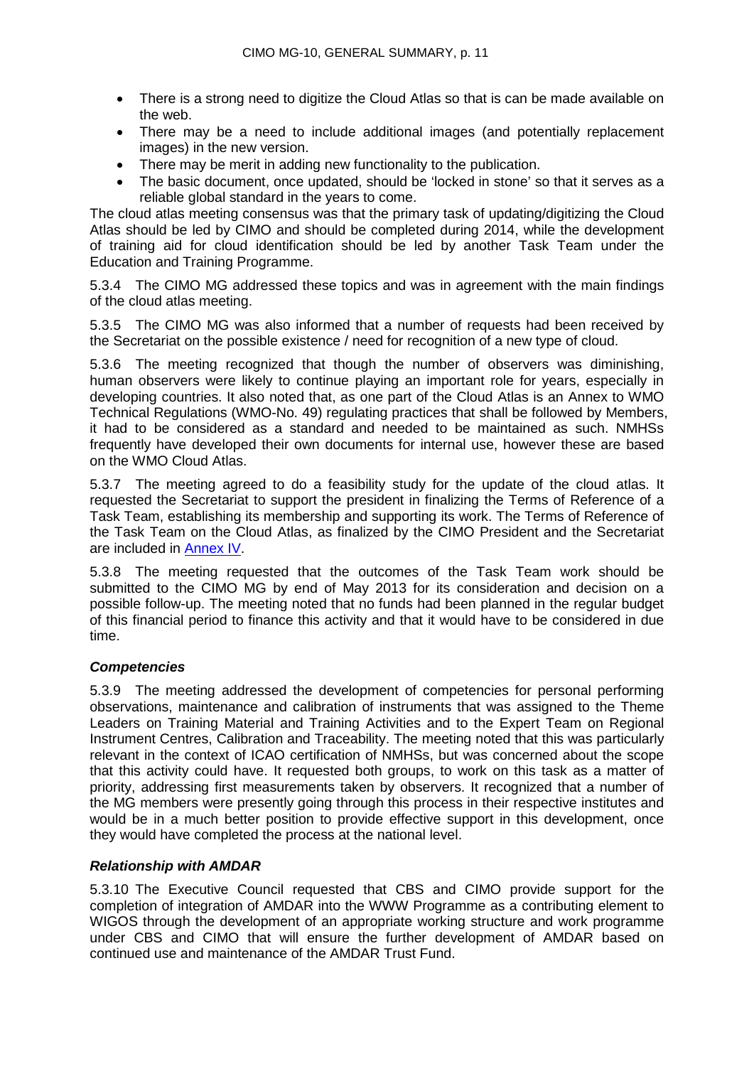- There is a strong need to digitize the Cloud Atlas so that is can be made available on the web.
- There may be a need to include additional images (and potentially replacement images) in the new version.
- There may be merit in adding new functionality to the publication.
- The basic document, once updated, should be 'locked in stone' so that it serves as a reliable global standard in the years to come.

The cloud atlas meeting consensus was that the primary task of updating/digitizing the Cloud Atlas should be led by CIMO and should be completed during 2014, while the development of training aid for cloud identification should be led by another Task Team under the Education and Training Programme.

5.3.4 The CIMO MG addressed these topics and was in agreement with the main findings of the cloud atlas meeting.

5.3.5 The CIMO MG was also informed that a number of requests had been received by the Secretariat on the possible existence / need for recognition of a new type of cloud.

5.3.6 The meeting recognized that though the number of observers was diminishing, human observers were likely to continue playing an important role for years, especially in developing countries. It also noted that, as one part of the Cloud Atlas is an Annex to WMO Technical Regulations (WMO-No. 49) regulating practices that shall be followed by Members, it had to be considered as a standard and needed to be maintained as such. NMHSs frequently have developed their own documents for internal use, however these are based on the WMO Cloud Atlas.

5.3.7 The meeting agreed to do a feasibility study for the update of the cloud atlas. It requested the Secretariat to support the president in finalizing the Terms of Reference of a Task Team, establishing its membership and supporting its work. The Terms of Reference of the Task Team on the Cloud Atlas, as finalized by the CIMO President and the Secretariat are included in Annex IV.

5.3.8 The meeting requested that the outcomes of the Task Team work should be submitted to the CIMO MG by end of May 2013 for its consideration and decision on a possible follow-up. The meeting noted that no funds had been planned in the regular budget of this financial period to finance this activity and that it would have to be considered in due time.

### *Competencies*

5.3.9 The meeting addressed the development of competencies for personal performing observations, maintenance and calibration of instruments that was assigned to the Theme Leaders on Training Material and Training Activities and to the Expert Team on Regional Instrument Centres, Calibration and Traceability. The meeting noted that this was particularly relevant in the context of ICAO certification of NMHSs, but was concerned about the scope that this activity could have. It requested both groups, to work on this task as a matter of priority, addressing first measurements taken by observers. It recognized that a number of the MG members were presently going through this process in their respective institutes and would be in a much better position to provide effective support in this development, once they would have completed the process at the national level.

### *Relationship with AMDAR*

5.3.10 The Executive Council requested that CBS and CIMO provide support for the completion of integration of AMDAR into the WWW Programme as a contributing element to WIGOS through the development of an appropriate working structure and work programme under CBS and CIMO that will ensure the further development of AMDAR based on continued use and maintenance of the AMDAR Trust Fund.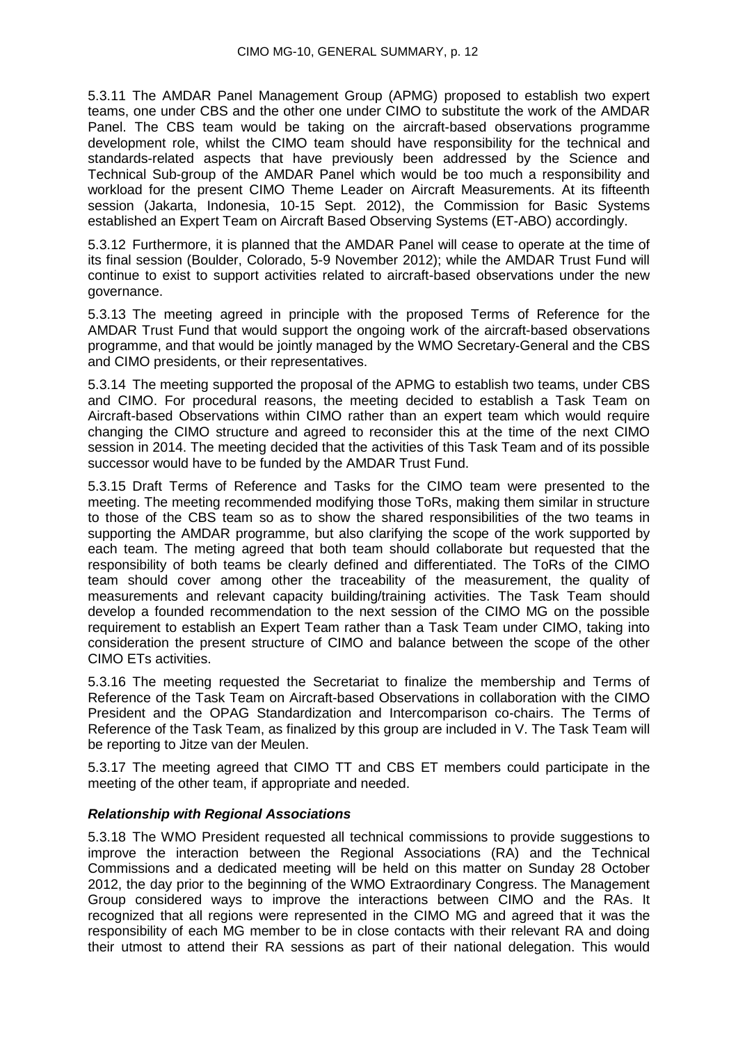5.3.11 The AMDAR Panel Management Group (APMG) proposed to establish two expert teams, one under CBS and the other one under CIMO to substitute the work of the AMDAR Panel. The CBS team would be taking on the aircraft-based observations programme development role, whilst the CIMO team should have responsibility for the technical and standards-related aspects that have previously been addressed by the Science and Technical Sub-group of the AMDAR Panel which would be too much a responsibility and workload for the present CIMO Theme Leader on Aircraft Measurements. At its fifteenth session (Jakarta, Indonesia, 10-15 Sept. 2012), the Commission for Basic Systems established an Expert Team on Aircraft Based Observing Systems (ET-ABO) accordingly.

5.3.12 Furthermore, it is planned that the AMDAR Panel will cease to operate at the time of its final session (Boulder, Colorado, 5-9 November 2012); while the AMDAR Trust Fund will continue to exist to support activities related to aircraft-based observations under the new governance.

5.3.13 The meeting agreed in principle with the proposed Terms of Reference for the AMDAR Trust Fund that would support the ongoing work of the aircraft-based observations programme, and that would be jointly managed by the WMO Secretary-General and the CBS and CIMO presidents, or their representatives.

5.3.14 The meeting supported the proposal of the APMG to establish two teams, under CBS and CIMO. For procedural reasons, the meeting decided to establish a Task Team on Aircraft-based Observations within CIMO rather than an expert team which would require changing the CIMO structure and agreed to reconsider this at the time of the next CIMO session in 2014. The meeting decided that the activities of this Task Team and of its possible successor would have to be funded by the AMDAR Trust Fund.

5.3.15 Draft Terms of Reference and Tasks for the CIMO team were presented to the meeting. The meeting recommended modifying those ToRs, making them similar in structure to those of the CBS team so as to show the shared responsibilities of the two teams in supporting the AMDAR programme, but also clarifying the scope of the work supported by each team. The meting agreed that both team should collaborate but requested that the responsibility of both teams be clearly defined and differentiated. The ToRs of the CIMO team should cover among other the traceability of the measurement, the quality of measurements and relevant capacity building/training activities. The Task Team should develop a founded recommendation to the next session of the CIMO MG on the possible requirement to establish an Expert Team rather than a Task Team under CIMO, taking into consideration the present structure of CIMO and balance between the scope of the other CIMO ETs activities.

5.3.16 The meeting requested the Secretariat to finalize the membership and Terms of Reference of the Task Team on Aircraft-based Observations in collaboration with the CIMO President and the OPAG Standardization and Intercomparison co-chairs. The Terms of Reference of the Task Team, as finalized by this group are included in V. The Task Team will be reporting to Jitze van der Meulen.

5.3.17 The meeting agreed that CIMO TT and CBS ET members could participate in the meeting of the other team, if appropriate and needed.

***Relationship with Regional Associations***

5.3.18 The WMO President requested all technical commissions to provide suggestions to improve the interaction between the Regional Associations (RA) and the Technical Commissions and a dedicated meeting will be held on this matter on Sunday 28 October 2012, the day prior to the beginning of the WMO Extraordinary Congress. The Management Group considered ways to improve the interactions between CIMO and the RAs. It recognized that all regions were represented in the CIMO MG and agreed that it was the responsibility of each MG member to be in close contacts with their relevant RA and doing their utmost to attend their RA sessions as part of their national delegation. This would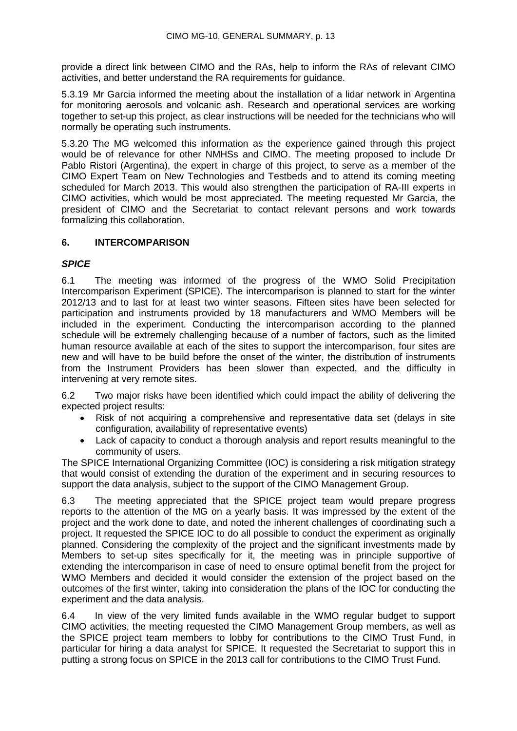provide a direct link between CIMO and the RAs, help to inform the RAs of relevant CIMO activities, and better understand the RA requirements for guidance.

5.3.19 Mr Garcia informed the meeting about the installation of a lidar network in Argentina for monitoring aerosols and volcanic ash. Research and operational services are working together to set-up this project, as clear instructions will be needed for the technicians who will normally be operating such instruments.

5.3.20 The MG welcomed this information as the experience gained through this project would be of relevance for other NMHSs and CIMO. The meeting proposed to include Dr Pablo Ristori (Argentina), the expert in charge of this project, to serve as a member of the CIMO Expert Team on New Technologies and Testbeds and to attend its coming meeting scheduled for March 2013. This would also strengthen the participation of RA-III experts in CIMO activities, which would be most appreciated. The meeting requested Mr Garcia, the president of CIMO and the Secretariat to contact relevant persons and work towards formalizing this collaboration.

## 6. INTERCOMPARISON

### *SPICE*

6.1 The meeting was informed of the progress of the WMO Solid Precipitation Intercomparison Experiment (SPICE). The intercomparison is planned to start for the winter 2012/13 and to last for at least two winter seasons. Fifteen sites have been selected for participation and instruments provided by 18 manufacturers and WMO Members will be included in the experiment. Conducting the intercomparison according to the planned schedule will be extremely challenging because of a number of factors, such as the limited human resource available at each of the sites to support the intercomparison, four sites are new and will have to be build before the onset of the winter, the distribution of instruments from the Instrument Providers has been slower than expected, and the difficulty in intervening at very remote sites.

6.2 Two major risks have been identified which could impact the ability of delivering the expected project results:

- Risk of not acquiring a comprehensive and representative data set (delays in site configuration, availability of representative events)
- Lack of capacity to conduct a thorough analysis and report results meaningful to the community of users.

The SPICE International Organizing Committee (IOC) is considering a risk mitigation strategy that would consist of extending the duration of the experiment and in securing resources to support the data analysis, subject to the support of the CIMO Management Group.

6.3 The meeting appreciated that the SPICE project team would prepare progress reports to the attention of the MG on a yearly basis. It was impressed by the extent of the project and the work done to date, and noted the inherent challenges of coordinating such a project. It requested the SPICE IOC to do all possible to conduct the experiment as originally planned. Considering the complexity of the project and the significant investments made by Members to set-up sites specifically for it, the meeting was in principle supportive of extending the intercomparison in case of need to ensure optimal benefit from the project for WMO Members and decided it would consider the extension of the project based on the outcomes of the first winter, taking into consideration the plans of the IOC for conducting the experiment and the data analysis.

6.4 In view of the very limited funds available in the WMO regular budget to support CIMO activities, the meeting requested the CIMO Management Group members, as well as the SPICE project team members to lobby for contributions to the CIMO Trust Fund, in particular for hiring a data analyst for SPICE. It requested the Secretariat to support this in putting a strong focus on SPICE in the 2013 call for contributions to the CIMO Trust Fund.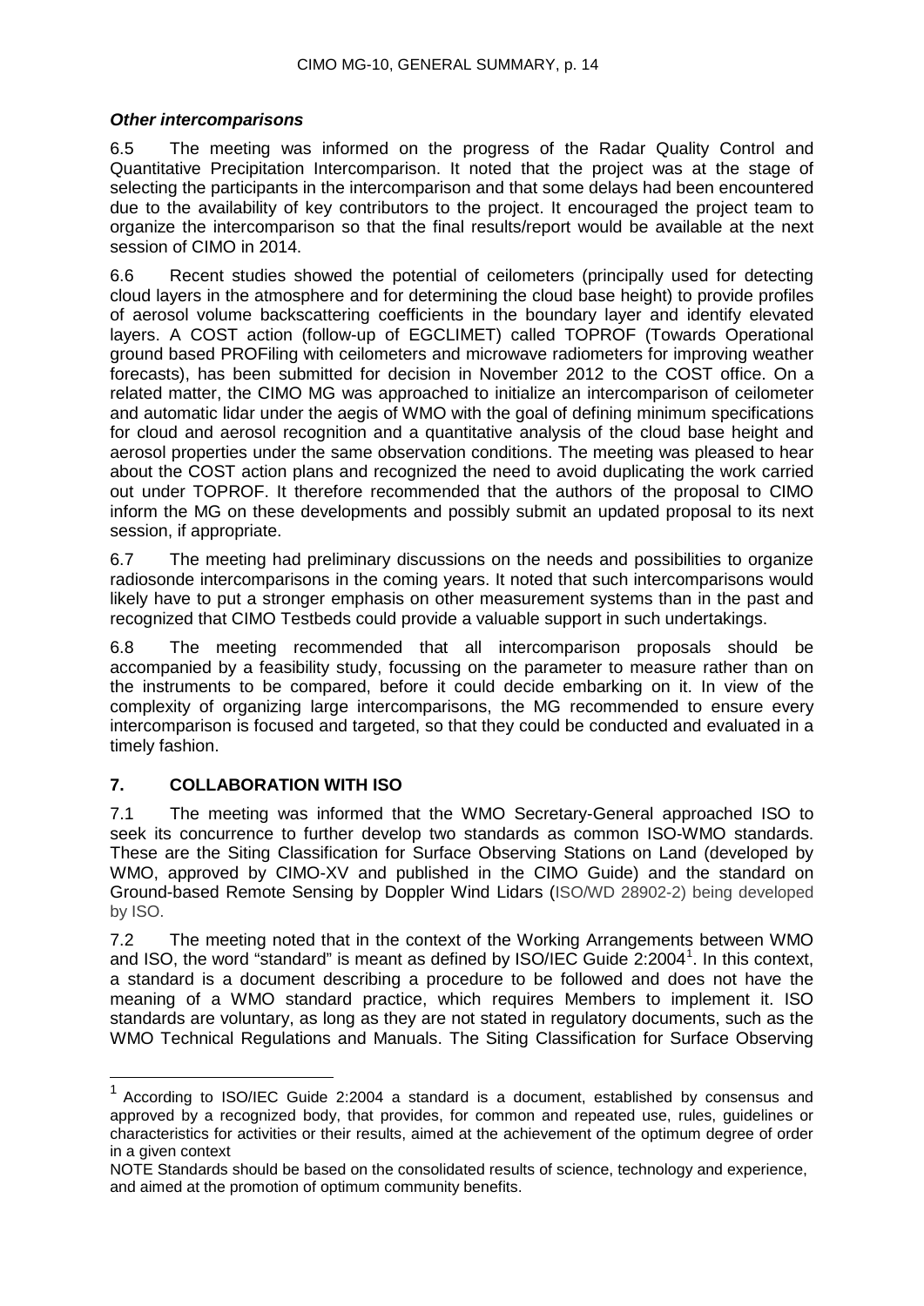### *Other intercomparisons*

6.5 The meeting was informed on the progress of the Radar Quality Control and Quantitative Precipitation Intercomparison. It noted that the project was at the stage of selecting the participants in the intercomparison and that some delays had been encountered due to the availability of key contributors to the project. It encouraged the project team to organize the intercomparison so that the final results/report would be available at the next session of CIMO in 2014.

6.6 Recent studies showed the potential of ceilometers (principally used for detecting cloud layers in the atmosphere and for determining the cloud base height) to provide profiles of aerosol volume backscattering coefficients in the boundary layer and identify elevated layers. A COST action (follow-up of EGCLIMET) called TOPROF (Towards Operational ground based PROFiling with ceilometers and microwave radiometers for improving weather forecasts), has been submitted for decision in November 2012 to the COST office. On a related matter, the CIMO MG was approached to initialize an intercomparison of ceilometer and automatic lidar under the aegis of WMO with the goal of defining minimum specifications for cloud and aerosol recognition and a quantitative analysis of the cloud base height and aerosol properties under the same observation conditions. The meeting was pleased to hear about the COST action plans and recognized the need to avoid duplicating the work carried out under TOPROF. It therefore recommended that the authors of the proposal to CIMO inform the MG on these developments and possibly submit an updated proposal to its next session, if appropriate.

6.7 The meeting had preliminary discussions on the needs and possibilities to organize radiosonde intercomparisons in the coming years. It noted that such intercomparisons would likely have to put a stronger emphasis on other measurement systems than in the past and recognized that CIMO Testbeds could provide a valuable support in such undertakings.

6.8 The meeting recommended that all intercomparison proposals should be accompanied by a feasibility study, focussing on the parameter to measure rather than on the instruments to be compared, before it could decide embarking on it. In view of the complexity of organizing large intercomparisons, the MG recommended to ensure every intercomparison is focused and targeted, so that they could be conducted and evaluated in a timely fashion.

## 7. COLLABORATION WITH ISO

7.1 The meeting was informed that the WMO Secretary-General approached ISO to seek its concurrence to further develop two standards as common ISO-WMO standards. These are the Siting Classification for Surface Observing Stations on Land (developed by WMO, approved by CIMO-XV and published in the CIMO Guide) and the standard on Ground-based Remote Sensing by Doppler Wind Lidars (ISO/WD 28902-2) being developed by ISO.

7.2 The meeting noted that in the context of the Working Arrangements between WMO and ISO, the word "standard" is meant as defined by ISO/IEC Guide 2:2004[1]. In this context, a standard is a document describing a procedure to be followed and does not have the meaning of a WMO standard practice, which requires Members to implement it. ISO standards are voluntary, as long as they are not stated in regulatory documents, such as the WMO Technical Regulations and Manuals. The Siting Classification for Surface Observing

[1] According to ISO/IEC Guide 2:2004 a standard is a document, established by consensus and approved by a recognized body, that provides, for common and repeated use, rules, guidelines or characteristics for activities or their results, aimed at the achievement of the optimum degree of order in a given context

NOTE Standards should be based on the consolidated results of science, technology and experience, and aimed at the promotion of optimum community benefits.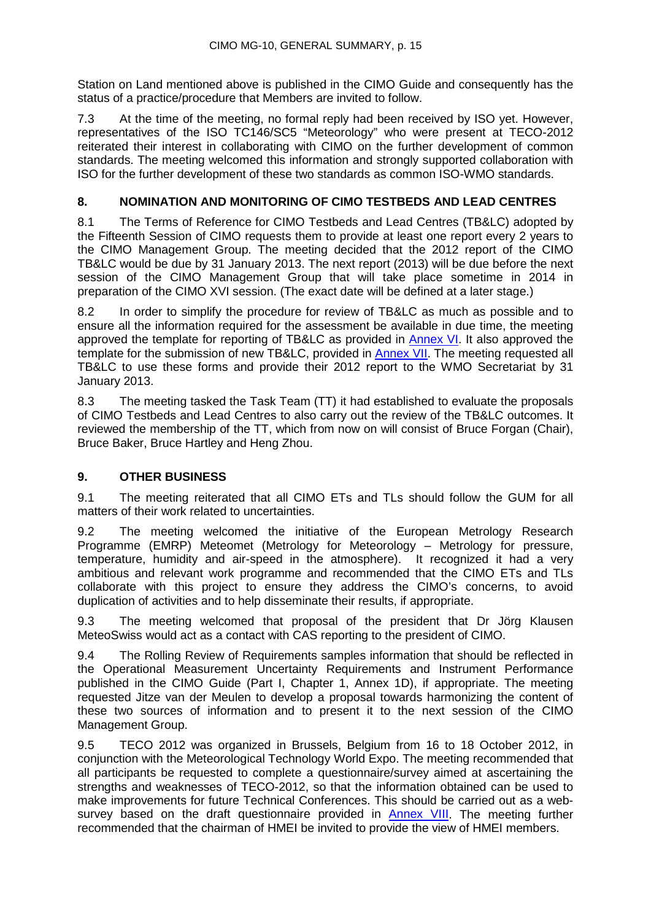Station on Land mentioned above is published in the CIMO Guide and consequently has the status of a practice/procedure that Members are invited to follow.

7.3 At the time of the meeting, no formal reply had been received by ISO yet. However, representatives of the ISO TC146/SC5 "Meteorology" who were present at TECO-2012 reiterated their interest in collaborating with CIMO on the further development of common standards. The meeting welcomed this information and strongly supported collaboration with ISO for the further development of these two standards as common ISO-WMO standards.

## 8. NOMINATION AND MONITORING OF CIMO TESTBEDS AND LEAD CENTRES

8.1 The Terms of Reference for CIMO Testbeds and Lead Centres (TB&LC) adopted by the Fifteenth Session of CIMO requests them to provide at least one report every 2 years to the CIMO Management Group. The meeting decided that the 2012 report of the CIMO TB&LC would be due by 31 January 2013. The next report (2013) will be due before the next session of the CIMO Management Group that will take place sometime in 2014 in preparation of the CIMO XVI session. (The exact date will be defined at a later stage.)

8.2 In order to simplify the procedure for review of TB&LC as much as possible and to ensure all the information required for the assessment be available in due time, the meeting approved the template for reporting of TB&LC as provided in Annex VI. It also approved the template for the submission of new TB&LC, provided in Annex VII. The meeting requested all TB&LC to use these forms and provide their 2012 report to the WMO Secretariat by 31 January 2013.

8.3 The meeting tasked the Task Team (TT) it had established to evaluate the proposals of CIMO Testbeds and Lead Centres to also carry out the review of the TB&LC outcomes. It reviewed the membership of the TT, which from now on will consist of Bruce Forgan (Chair), Bruce Baker, Bruce Hartley and Heng Zhou.

## 9. OTHER BUSINESS

9.1 The meeting reiterated that all CIMO ETs and TLs should follow the GUM for all matters of their work related to uncertainties.

9.2 The meeting welcomed the initiative of the European Metrology Research Programme (EMRP) Meteomet (Metrology for Meteorology – Metrology for pressure, temperature, humidity and air-speed in the atmosphere). It recognized it had a very ambitious and relevant work programme and recommended that the CIMO ETs and TLs collaborate with this project to ensure they address the CIMO's concerns, to avoid duplication of activities and to help disseminate their results, if appropriate.

9.3 The meeting welcomed that proposal of the president that Dr Jörg Klausen MeteoSwiss would act as a contact with CAS reporting to the president of CIMO.

9.4 The Rolling Review of Requirements samples information that should be reflected in the Operational Measurement Uncertainty Requirements and Instrument Performance published in the CIMO Guide (Part I, Chapter 1, Annex 1D), if appropriate. The meeting requested Jitze van der Meulen to develop a proposal towards harmonizing the content of these two sources of information and to present it to the next session of the CIMO Management Group.

9.5 TECO 2012 was organized in Brussels, Belgium from 16 to 18 October 2012, in conjunction with the Meteorological Technology World Expo. The meeting recommended that all participants be requested to complete a questionnaire/survey aimed at ascertaining the strengths and weaknesses of TECO-2012, so that the information obtained can be used to make improvements for future Technical Conferences. This should be carried out as a web-survey based on the draft questionnaire provided in Annex VIII. The meeting further recommended that the chairman of HMEI be invited to provide the view of HMEI members.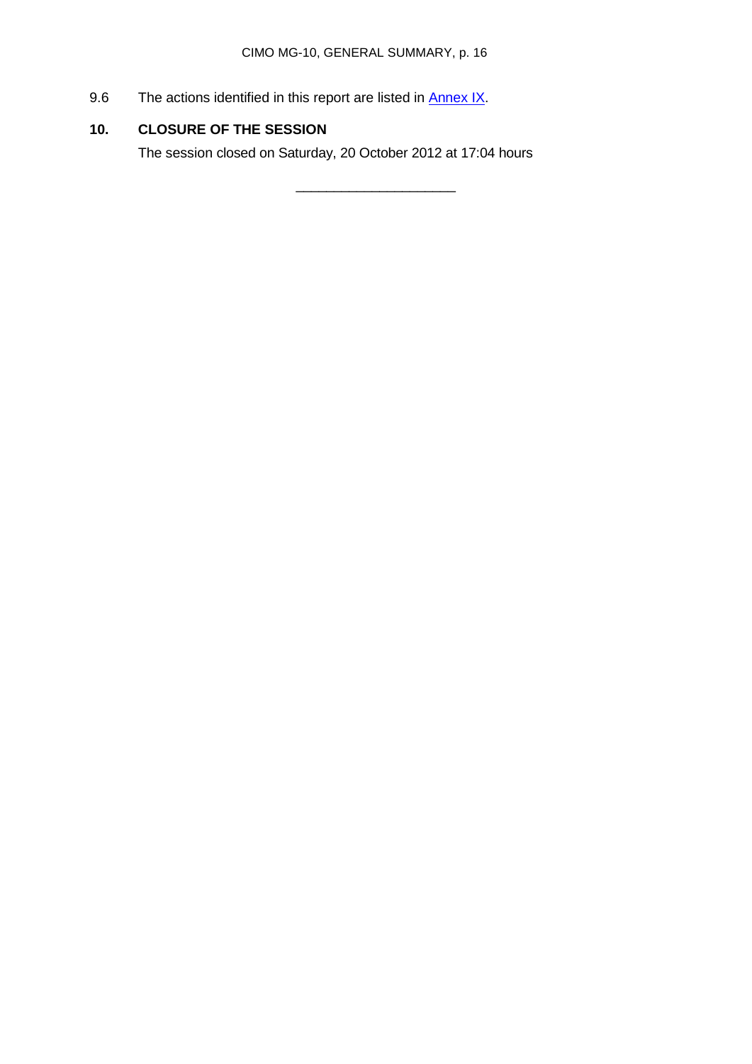9.6 The actions identified in this report are listed in [Annex IX](#).

## 10. CLOSURE OF THE SESSION

The session closed on Saturday, 20 October 2012 at 17:04 hours

\_\_\_\_\_\_\_\_\_\_\_\_\_\_\_\_\_\_\_\_\_\_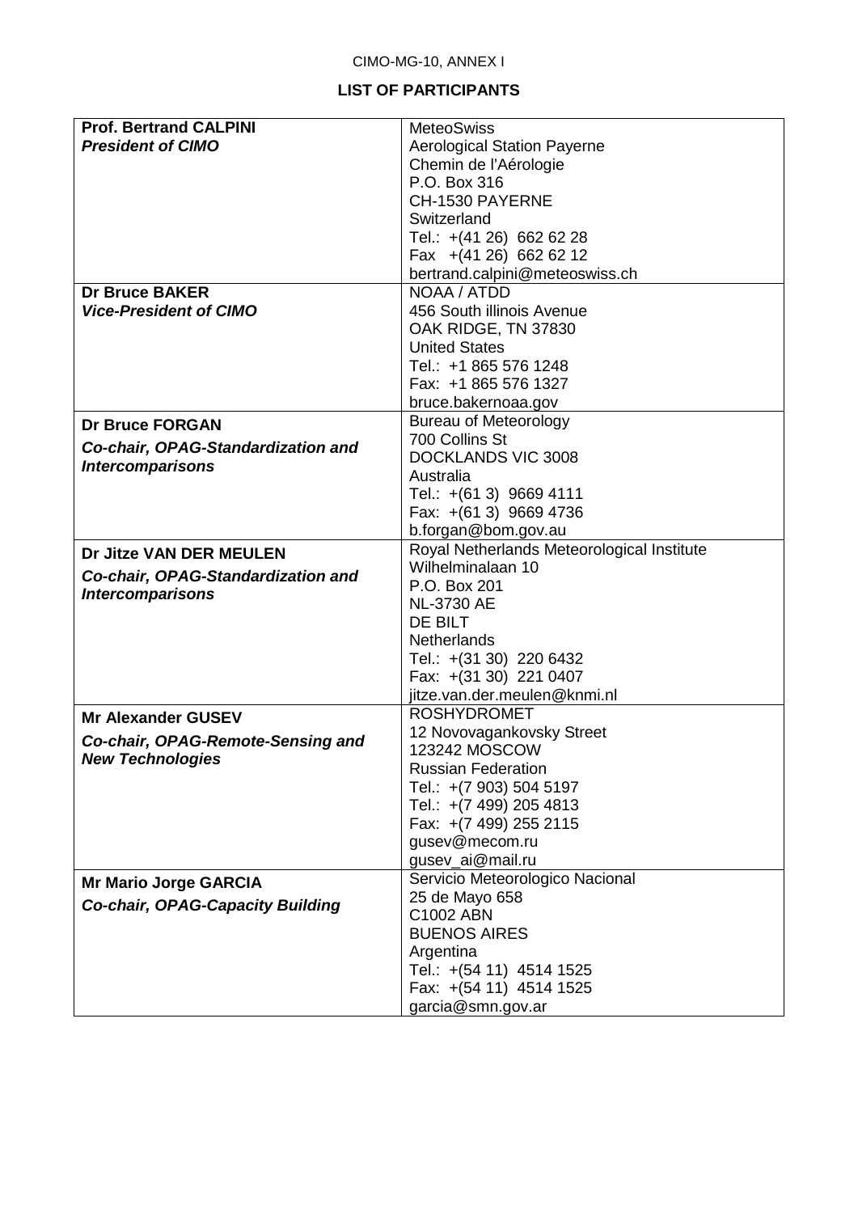CIMO-MG-10, ANNEX I

## LIST OF PARTICIPANTS

| | |
|---|---|
| **Prof. Bertrand CALPINI**<br>***President of CIMO*** | MeteoSwiss<br>Aerological Station Payerne<br>Chemin de l'Aérologie<br>P.O. Box 316<br>CH-1530 PAYERNE<br>Switzerland<br>Tel.: +(41 26) 662 62 28<br>Fax +(41 26) 662 62 12<br>bertrand.calpini@meteoswiss.ch |
| **Dr Bruce BAKER**<br>***Vice-President of CIMO*** | NOAA / ATDD<br>456 South illinois Avenue<br>OAK RIDGE, TN 37830<br>United States<br>Tel.: +1 865 576 1248<br>Fax: +1 865 576 1327<br>bruce.bakernoaa.gov |
| **Dr Bruce FORGAN**<br>***Co-chair, OPAG-Standardization and Intercomparisons*** | Bureau of Meteorology<br>700 Collins St<br>DOCKLANDS VIC 3008<br>Australia<br>Tel.: +(61 3) 9669 4111<br>Fax: +(61 3) 9669 4736<br>b.forgan@bom.gov.au |
| **Dr Jitze VAN DER MEULEN**<br>***Co-chair, OPAG-Standardization and Intercomparisons*** | Royal Netherlands Meteorological Institute<br>Wilhelminalaan 10<br>P.O. Box 201<br>NL-3730 AE<br>DE BILT<br>Netherlands<br>Tel.: +(31 30) 220 6432<br>Fax: +(31 30) 221 0407<br>jitze.van.der.meulen@knmi.nl |
| **Mr Alexander GUSEV**<br>***Co-chair, OPAG-Remote-Sensing and New Technologies*** | ROSHYDROMET<br>12 Novovagankovsky Street<br>123242 MOSCOW<br>Russian Federation<br>Tel.: +(7 903) 504 5197<br>Tel.: +(7 499) 205 4813<br>Fax: +(7 499) 255 2115<br>gusev@mecom.ru<br>gusev_ai@mail.ru |
| **Mr Mario Jorge GARCIA**<br>***Co-chair, OPAG-Capacity Building*** | Servicio Meteorologico Nacional<br>25 de Mayo 658<br>C1002 ABN<br>BUENOS AIRES<br>Argentina<br>Tel.: +(54 11) 4514 1525<br>Fax: +(54 11) 4514 1525<br>garcia@smn.gov.ar |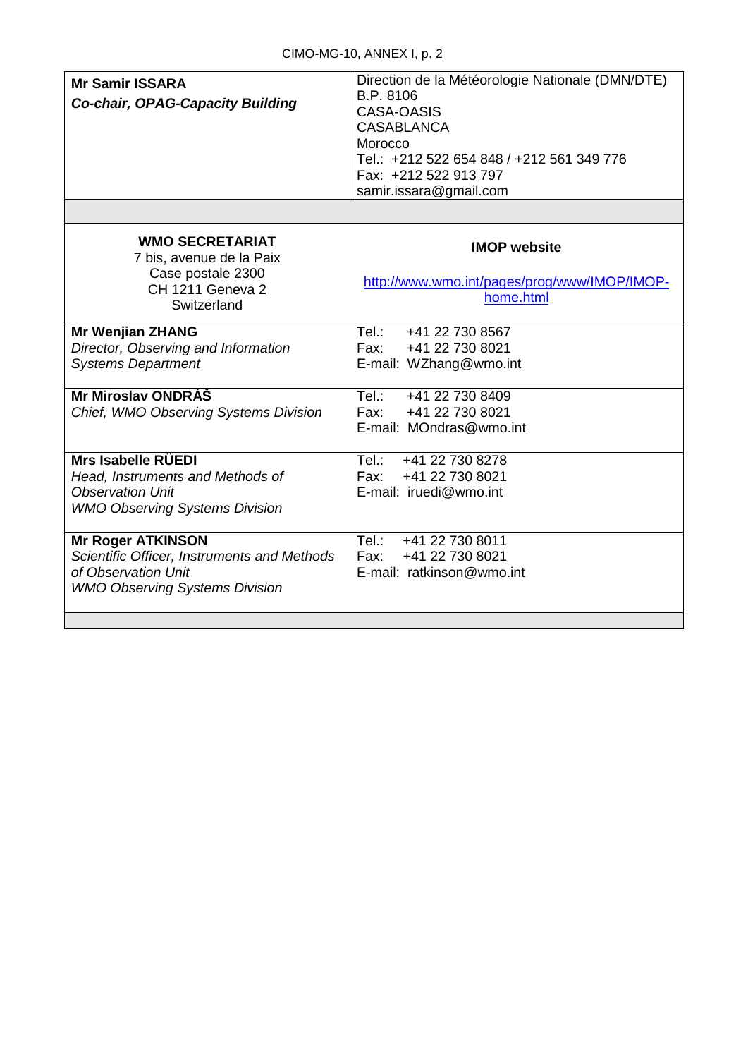| | |
|---|---|
| **Mr Samir ISSARA**<br>***Co-chair, OPAG-Capacity Building*** | Direction de la Météorologie Nationale (DMN/DTE)<br>B.P. 8106<br>CASA-OASIS<br>CASABLANCA<br>Morocco<br>Tel.: +212 522 654 848 / +212 561 349 776<br>Fax: +212 522 913 797<br>samir.issara@gmail.com |
| | |
| **WMO SECRETARIAT**<br>7 bis, avenue de la Paix<br>Case postale 2300<br>CH 1211 Geneva 2<br>Switzerland | **IMOP website**<br><br>http://www.wmo.int/pages/prog/www/IMOP/IMOP-home.html |
| **Mr Wenjian ZHANG**<br>*Director, Observing and Information Systems Department* | Tel.: +41 22 730 8567<br>Fax: +41 22 730 8021<br>E-mail: WZhang@wmo.int |
| **Mr Miroslav ONDRÁŠ**<br>*Chief, WMO Observing Systems Division* | Tel.: +41 22 730 8409<br>Fax: +41 22 730 8021<br>E-mail: MOndras@wmo.int |
| **Mrs Isabelle RÜEDI**<br>*Head, Instruments and Methods of Observation Unit*<br>*WMO Observing Systems Division* | Tel.: +41 22 730 8278<br>Fax: +41 22 730 8021<br>E-mail: iruedi@wmo.int |
| **Mr Roger ATKINSON**<br>*Scientific Officer, Instruments and Methods of Observation Unit*<br>*WMO Observing Systems Division* | Tel.: +41 22 730 8011<br>Fax: +41 22 730 8021<br>E-mail: ratkinson@wmo.int |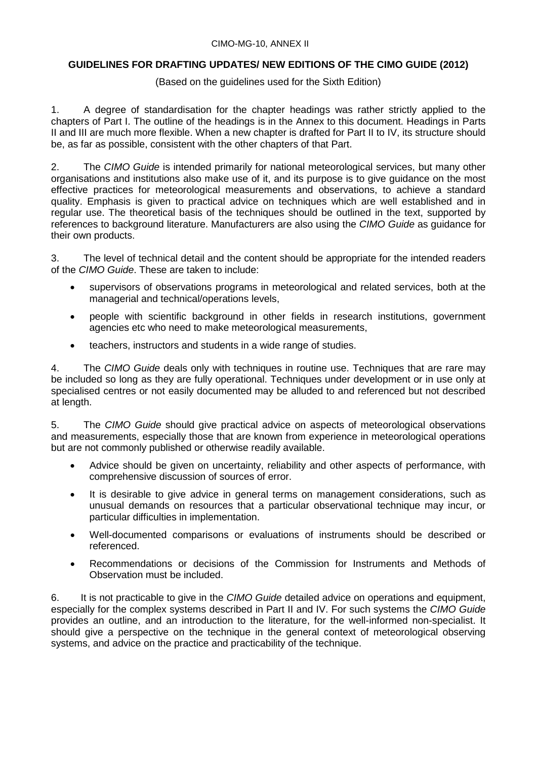CIMO-MG-10, ANNEX II

## GUIDELINES FOR DRAFTING UPDATES/ NEW EDITIONS OF THE CIMO GUIDE (2012)

(Based on the guidelines used for the Sixth Edition)

1. A degree of standardisation for the chapter headings was rather strictly applied to the chapters of Part I. The outline of the headings is in the Annex to this document. Headings in Parts II and III are much more flexible. When a new chapter is drafted for Part II to IV, its structure should be, as far as possible, consistent with the other chapters of that Part.

2. The *CIMO Guide* is intended primarily for national meteorological services, but many other organisations and institutions also make use of it, and its purpose is to give guidance on the most effective practices for meteorological measurements and observations, to achieve a standard quality. Emphasis is given to practical advice on techniques which are well established and in regular use. The theoretical basis of the techniques should be outlined in the text, supported by references to background literature. Manufacturers are also using the *CIMO Guide* as guidance for their own products.

3. The level of technical detail and the content should be appropriate for the intended readers of the *CIMO Guide*. These are taken to include:

- supervisors of observations programs in meteorological and related services, both at the managerial and technical/operations levels,
- people with scientific background in other fields in research institutions, government agencies etc who need to make meteorological measurements,
- teachers, instructors and students in a wide range of studies.

4. The *CIMO Guide* deals only with techniques in routine use. Techniques that are rare may be included so long as they are fully operational. Techniques under development or in use only at specialised centres or not easily documented may be alluded to and referenced but not described at length.

5. The *CIMO Guide* should give practical advice on aspects of meteorological observations and measurements, especially those that are known from experience in meteorological operations but are not commonly published or otherwise readily available.

- Advice should be given on uncertainty, reliability and other aspects of performance, with comprehensive discussion of sources of error.
- It is desirable to give advice in general terms on management considerations, such as unusual demands on resources that a particular observational technique may incur, or particular difficulties in implementation.
- Well-documented comparisons or evaluations of instruments should be described or referenced.
- Recommendations or decisions of the Commission for Instruments and Methods of Observation must be included.

6. It is not practicable to give in the *CIMO Guide* detailed advice on operations and equipment, especially for the complex systems described in Part II and IV. For such systems the *CIMO Guide* provides an outline, and an introduction to the literature, for the well-informed non-specialist. It should give a perspective on the technique in the general context of meteorological observing systems, and advice on the practice and practicability of the technique.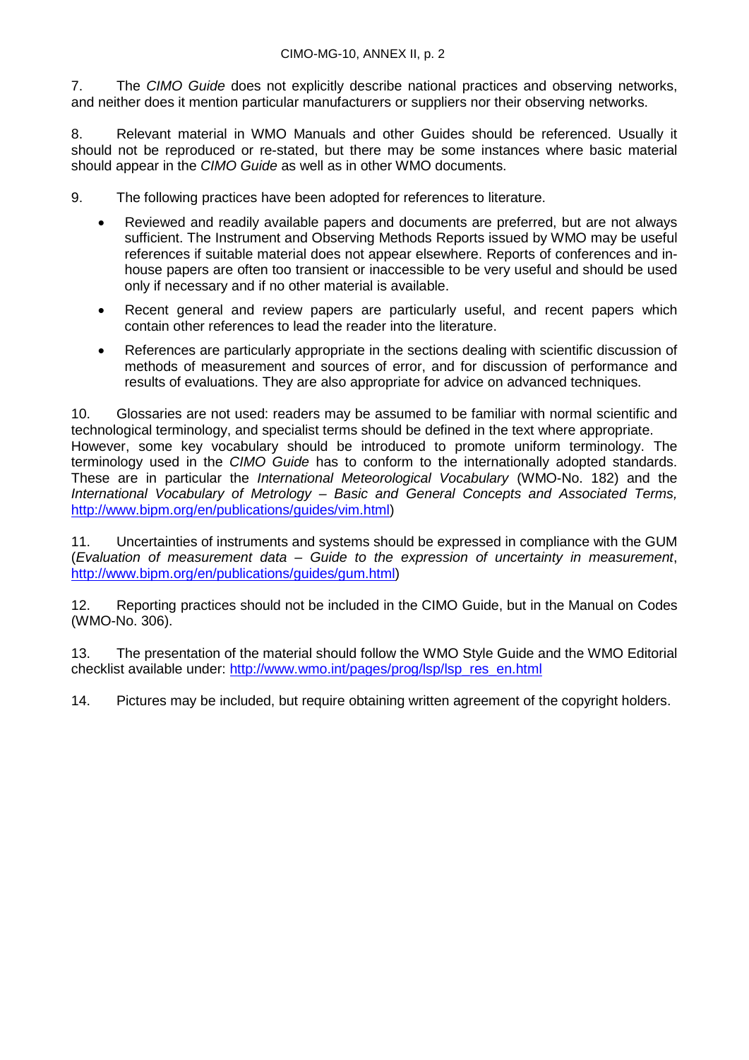7. The *CIMO Guide* does not explicitly describe national practices and observing networks, and neither does it mention particular manufacturers or suppliers nor their observing networks.

8. Relevant material in WMO Manuals and other Guides should be referenced. Usually it should not be reproduced or re-stated, but there may be some instances where basic material should appear in the *CIMO Guide* as well as in other WMO documents.

9. The following practices have been adopted for references to literature.

- Reviewed and readily available papers and documents are preferred, but are not always sufficient. The Instrument and Observing Methods Reports issued by WMO may be useful references if suitable material does not appear elsewhere. Reports of conferences and in-house papers are often too transient or inaccessible to be very useful and should be used only if necessary and if no other material is available.
- Recent general and review papers are particularly useful, and recent papers which contain other references to lead the reader into the literature.
- References are particularly appropriate in the sections dealing with scientific discussion of methods of measurement and sources of error, and for discussion of performance and results of evaluations. They are also appropriate for advice on advanced techniques.

10. Glossaries are not used: readers may be assumed to be familiar with normal scientific and technological terminology, and specialist terms should be defined in the text where appropriate. However, some key vocabulary should be introduced to promote uniform terminology. The terminology used in the *CIMO Guide* has to conform to the internationally adopted standards. These are in particular the *International Meteorological Vocabulary* (WMO-No. 182) and the *International Vocabulary of Metrology – Basic and General Concepts and Associated Terms,* http://www.bipm.org/en/publications/guides/vim.html)

11. Uncertainties of instruments and systems should be expressed in compliance with the GUM (*Evaluation of measurement data – Guide to the expression of uncertainty in measurement*, http://www.bipm.org/en/publications/guides/gum.html)

12. Reporting practices should not be included in the CIMO Guide, but in the Manual on Codes (WMO-No. 306).

13. The presentation of the material should follow the WMO Style Guide and the WMO Editorial checklist available under: http://www.wmo.int/pages/prog/lsp/lsp_res_en.html

14. Pictures may be included, but require obtaining written agreement of the copyright holders.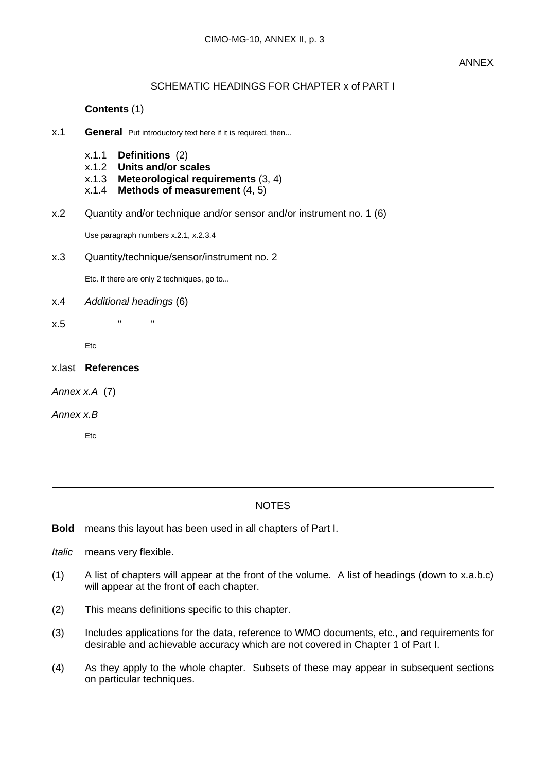ANNEX

SCHEMATIC HEADINGS FOR CHAPTER x of PART I

**Contents** (1)

x.1 **General** Put introductory text here if it is required, then...

- x.1.1 **Definitions** (2)
- x.1.2 **Units and/or scales**
- x.1.3 **Meteorological requirements** (3, 4)
- x.1.4 **Methods of measurement** (4, 5)

x.2 Quantity and/or technique and/or sensor and/or instrument no. 1 (6)

Use paragraph numbers x.2.1, x.2.3.4

x.3 Quantity/technique/sensor/instrument no. 2

Etc. If there are only 2 techniques, go to...

x.4 *Additional headings* (6)

x.5 " "

Etc

x.last **References**

*Annex x.A* (7)

*Annex x.B*

Etc

---

NOTES

**Bold** means this layout has been used in all chapters of Part I.

*Italic* means very flexible.

(1) A list of chapters will appear at the front of the volume. A list of headings (down to x.a.b.c) will appear at the front of each chapter.

(2) This means definitions specific to this chapter.

(3) Includes applications for the data, reference to WMO documents, etc., and requirements for desirable and achievable accuracy which are not covered in Chapter 1 of Part I.

(4) As they apply to the whole chapter. Subsets of these may appear in subsequent sections on particular techniques.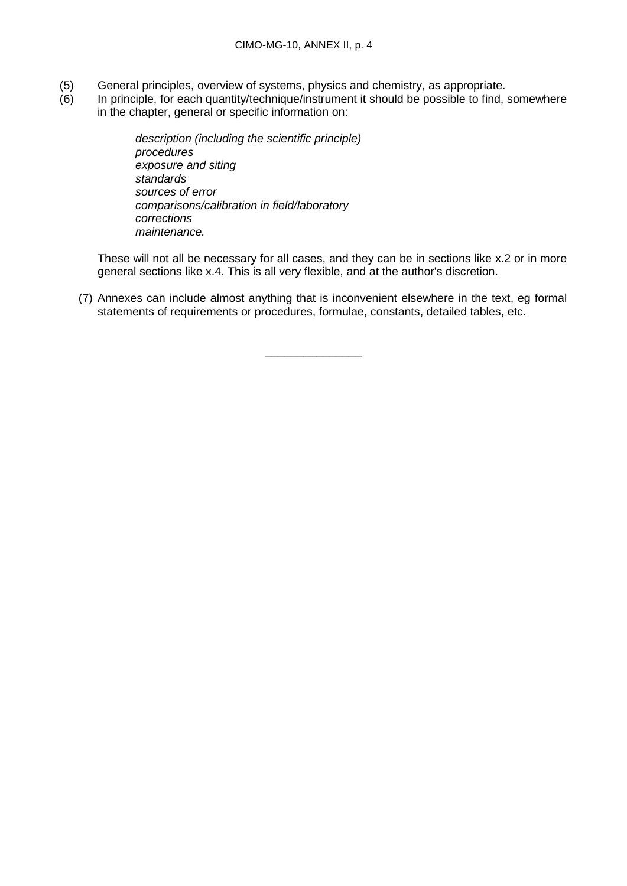(5) General principles, overview of systems, physics and chemistry, as appropriate.

(6) In principle, for each quantity/technique/instrument it should be possible to find, somewhere in the chapter, general or specific information on:

> *description (including the scientific principle)*
> *procedures*
> *exposure and siting*
> *standards*
> *sources of error*
> *comparisons/calibration in field/laboratory*
> *corrections*
> *maintenance.*

These will not all be necessary for all cases, and they can be in sections like x.2 or in more general sections like x.4. This is all very flexible, and at the author's discretion.

(7) Annexes can include almost anything that is inconvenient elsewhere in the text, eg formal statements of requirements or procedures, formulae, constants, detailed tables, etc.

---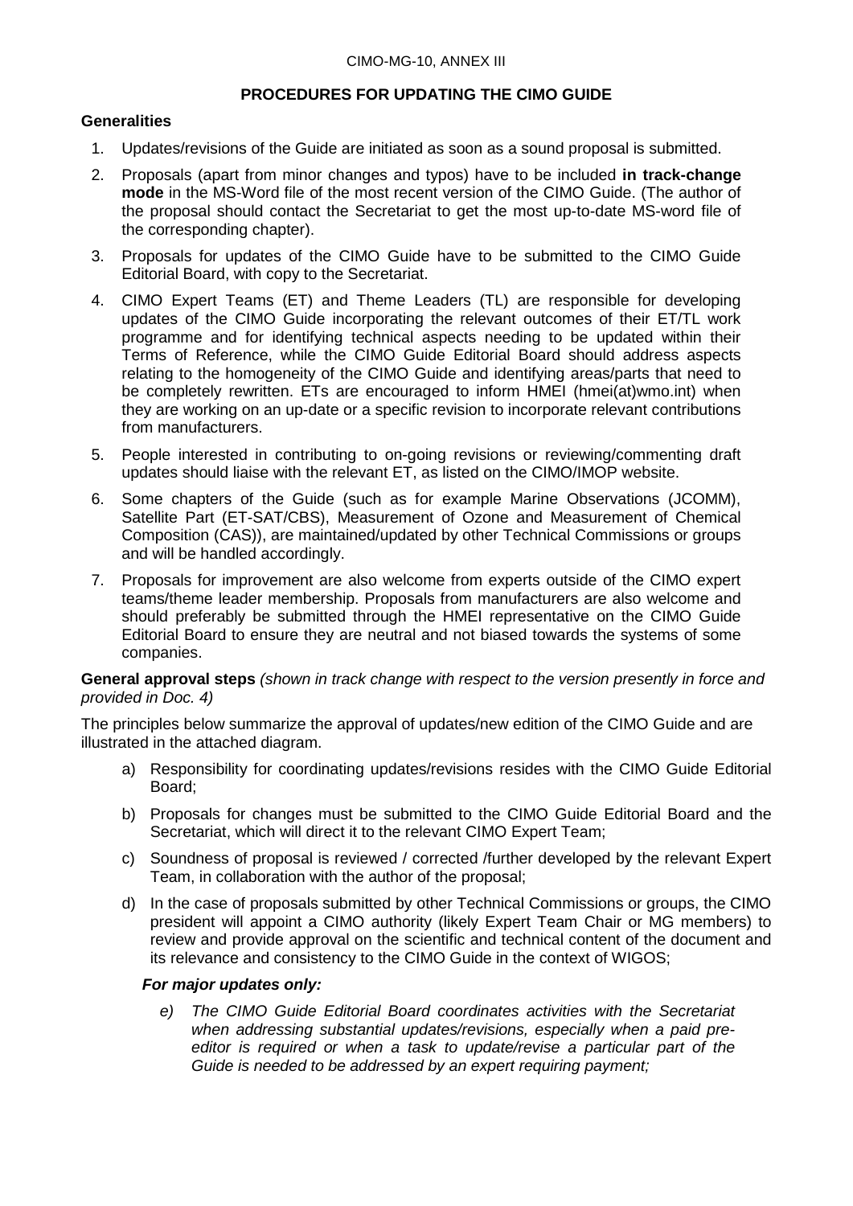CIMO-MG-10, ANNEX III

## PROCEDURES FOR UPDATING THE CIMO GUIDE

### Generalities

1. Updates/revisions of the Guide are initiated as soon as a sound proposal is submitted.
2. Proposals (apart from minor changes and typos) have to be included **in track-change mode** in the MS-Word file of the most recent version of the CIMO Guide. (The author of the proposal should contact the Secretariat to get the most up-to-date MS-word file of the corresponding chapter).
3. Proposals for updates of the CIMO Guide have to be submitted to the CIMO Guide Editorial Board, with copy to the Secretariat.
4. CIMO Expert Teams (ET) and Theme Leaders (TL) are responsible for developing updates of the CIMO Guide incorporating the relevant outcomes of their ET/TL work programme and for identifying technical aspects needing to be updated within their Terms of Reference, while the CIMO Guide Editorial Board should address aspects relating to the homogeneity of the CIMO Guide and identifying areas/parts that need to be completely rewritten. ETs are encouraged to inform HMEI (hmei(at)wmo.int) when they are working on an up-date or a specific revision to incorporate relevant contributions from manufacturers.
5. People interested in contributing to on-going revisions or reviewing/commenting draft updates should liaise with the relevant ET, as listed on the CIMO/IMOP website.
6. Some chapters of the Guide (such as for example Marine Observations (JCOMM), Satellite Part (ET-SAT/CBS), Measurement of Ozone and Measurement of Chemical Composition (CAS)), are maintained/updated by other Technical Commissions or groups and will be handled accordingly.
7. Proposals for improvement are also welcome from experts outside of the CIMO expert teams/theme leader membership. Proposals from manufacturers are also welcome and should preferably be submitted through the HMEI representative on the CIMO Guide Editorial Board to ensure they are neutral and not biased towards the systems of some companies.

**General approval steps** *(shown in track change with respect to the version presently in force and provided in Doc. 4)*

The principles below summarize the approval of updates/new edition of the CIMO Guide and are illustrated in the attached diagram.

a) Responsibility for coordinating updates/revisions resides with the CIMO Guide Editorial Board;

b) Proposals for changes must be submitted to the CIMO Guide Editorial Board and the Secretariat, which will direct it to the relevant CIMO Expert Team;

c) Soundness of proposal is reviewed / corrected /further developed by the relevant Expert Team, in collaboration with the author of the proposal;

d) In the case of proposals submitted by other Technical Commissions or groups, the CIMO president will appoint a CIMO authority (likely Expert Team Chair or MG members) to review and provide approval on the scientific and technical content of the document and its relevance and consistency to the CIMO Guide in the context of WIGOS;

***For major updates only:***

*e) The CIMO Guide Editorial Board coordinates activities with the Secretariat when addressing substantial updates/revisions, especially when a paid pre-editor is required or when a task to update/revise a particular part of the Guide is needed to be addressed by an expert requiring payment;*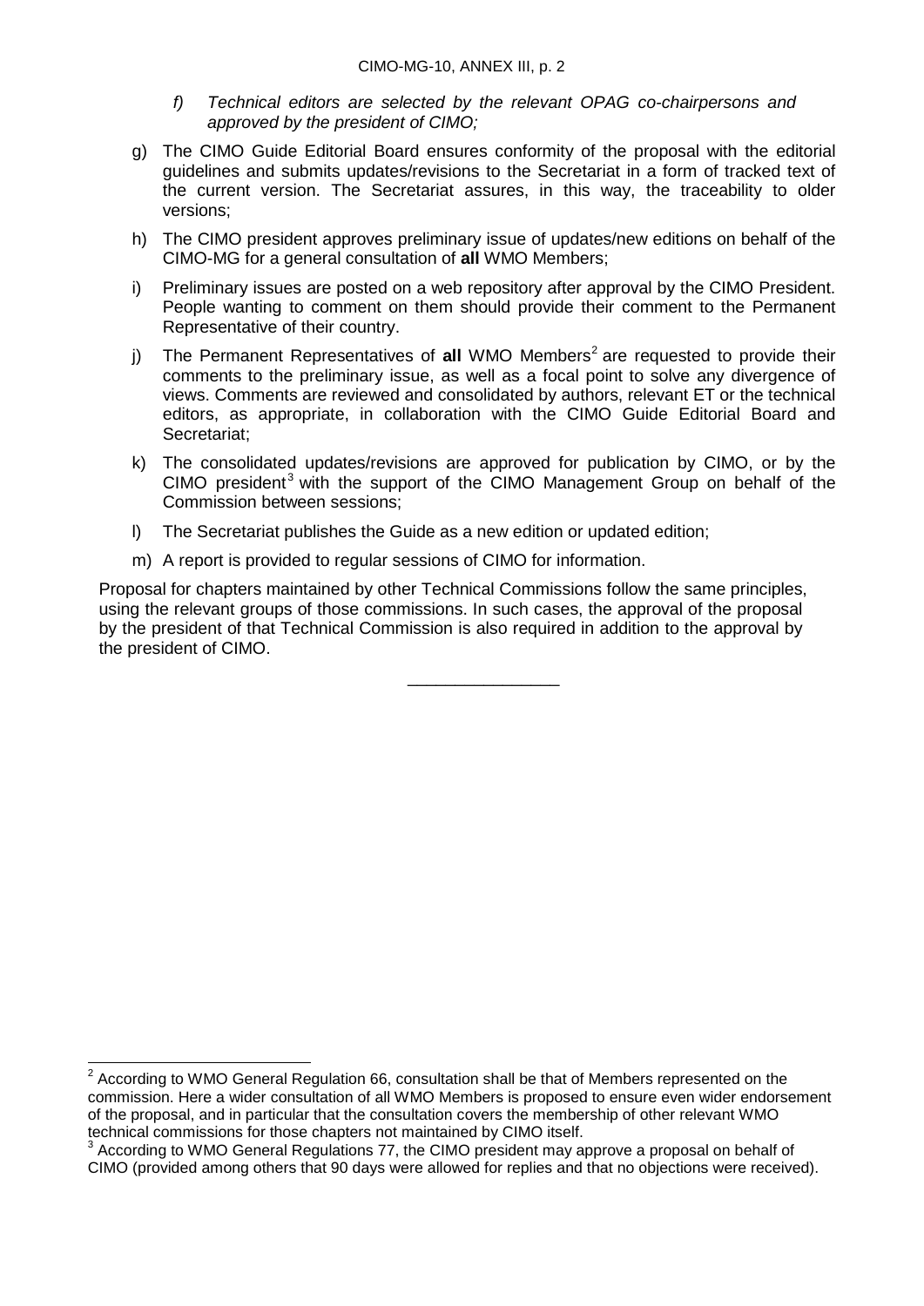*f) Technical editors are selected by the relevant OPAG co-chairpersons and approved by the president of CIMO;*

g) The CIMO Guide Editorial Board ensures conformity of the proposal with the editorial guidelines and submits updates/revisions to the Secretariat in a form of tracked text of the current version. The Secretariat assures, in this way, the traceability to older versions;

h) The CIMO president approves preliminary issue of updates/new editions on behalf of the CIMO-MG for a general consultation of **all** WMO Members;

i) Preliminary issues are posted on a web repository after approval by the CIMO President. People wanting to comment on them should provide their comment to the Permanent Representative of their country.

j) The Permanent Representatives of **all** WMO Members[2] are requested to provide their comments to the preliminary issue, as well as a focal point to solve any divergence of views. Comments are reviewed and consolidated by authors, relevant ET or the technical editors, as appropriate, in collaboration with the CIMO Guide Editorial Board and Secretariat;

k) The consolidated updates/revisions are approved for publication by CIMO, or by the CIMO president[3] with the support of the CIMO Management Group on behalf of the Commission between sessions;

l) The Secretariat publishes the Guide as a new edition or updated edition;

m) A report is provided to regular sessions of CIMO for information.

Proposal for chapters maintained by other Technical Commissions follow the same principles, using the relevant groups of those commissions. In such cases, the approval of the proposal by the president of that Technical Commission is also required in addition to the approval by the president of CIMO.

---

[2] According to WMO General Regulation 66, consultation shall be that of Members represented on the commission. Here a wider consultation of all WMO Members is proposed to ensure even wider endorsement of the proposal, and in particular that the consultation covers the membership of other relevant WMO technical commissions for those chapters not maintained by CIMO itself.

[3] According to WMO General Regulations 77, the CIMO president may approve a proposal on behalf of CIMO (provided among others that 90 days were allowed for replies and that no objections were received).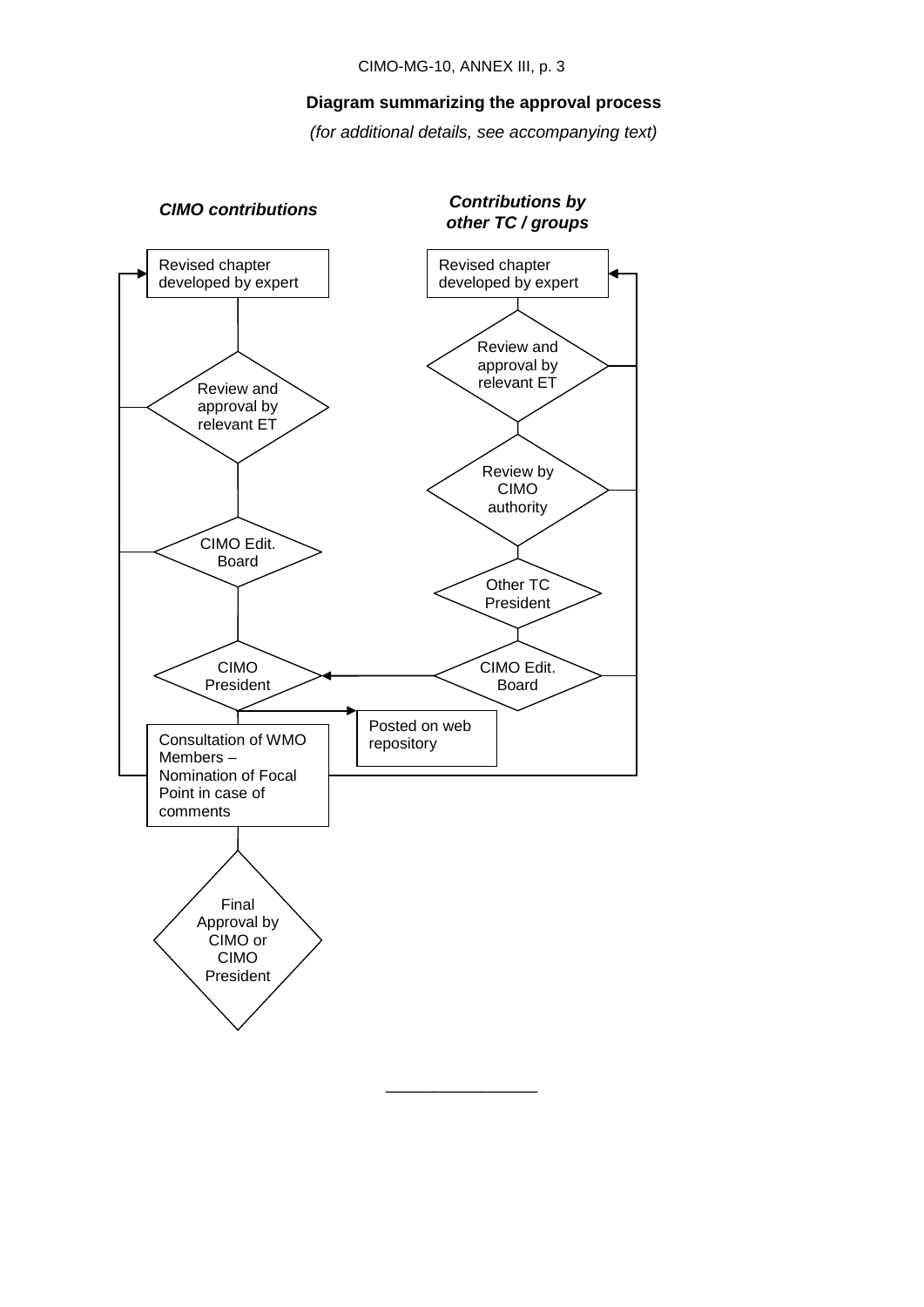**Diagram summarizing the approval process**

*(for additional details, see accompanying text)*

***CIMO contributions***

Revised chapter developed by expert

Review and approval by relevant ET

CIMO Edit. Board

CIMO President

Posted on web repository

Consultation of WMO Members – Nomination of Focal Point in case of comments

Final Approval by CIMO or CIMO President

***Contributions by other TC / groups***

Revised chapter developed by expert

Review and approval by relevant ET

Review by CIMO authority

Other TC President

CIMO Edit. Board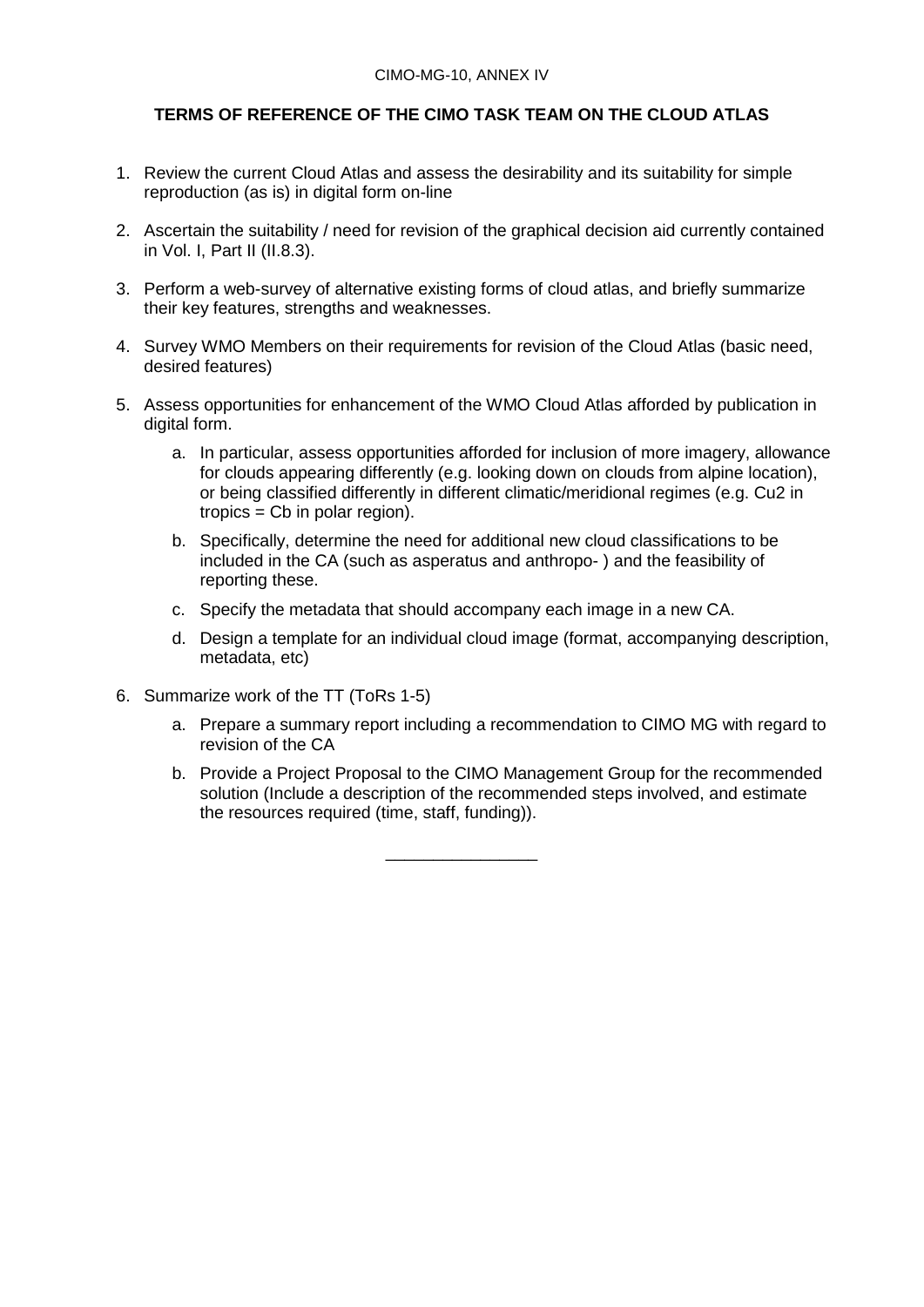CIMO-MG-10, ANNEX IV

## TERMS OF REFERENCE OF THE CIMO TASK TEAM ON THE CLOUD ATLAS

1. Review the current Cloud Atlas and assess the desirability and its suitability for simple reproduction (as is) in digital form on-line

2. Ascertain the suitability / need for revision of the graphical decision aid currently contained in Vol. I, Part II (II.8.3).

3. Perform a web-survey of alternative existing forms of cloud atlas, and briefly summarize their key features, strengths and weaknesses.

4. Survey WMO Members on their requirements for revision of the Cloud Atlas (basic need, desired features)

5. Assess opportunities for enhancement of the WMO Cloud Atlas afforded by publication in digital form.

   a. In particular, assess opportunities afforded for inclusion of more imagery, allowance for clouds appearing differently (e.g. looking down on clouds from alpine location), or being classified differently in different climatic/meridional regimes (e.g. Cu2 in tropics = Cb in polar region).

   b. Specifically, determine the need for additional new cloud classifications to be included in the CA (such as asperatus and anthropo- ) and the feasibility of reporting these.

   c. Specify the metadata that should accompany each image in a new CA.

   d. Design a template for an individual cloud image (format, accompanying description, metadata, etc)

6. Summarize work of the TT (ToRs 1-5)

   a. Prepare a summary report including a recommendation to CIMO MG with regard to revision of the CA

   b. Provide a Project Proposal to the CIMO Management Group for the recommended solution (Include a description of the recommended steps involved, and estimate the resources required (time, staff, funding)).

________________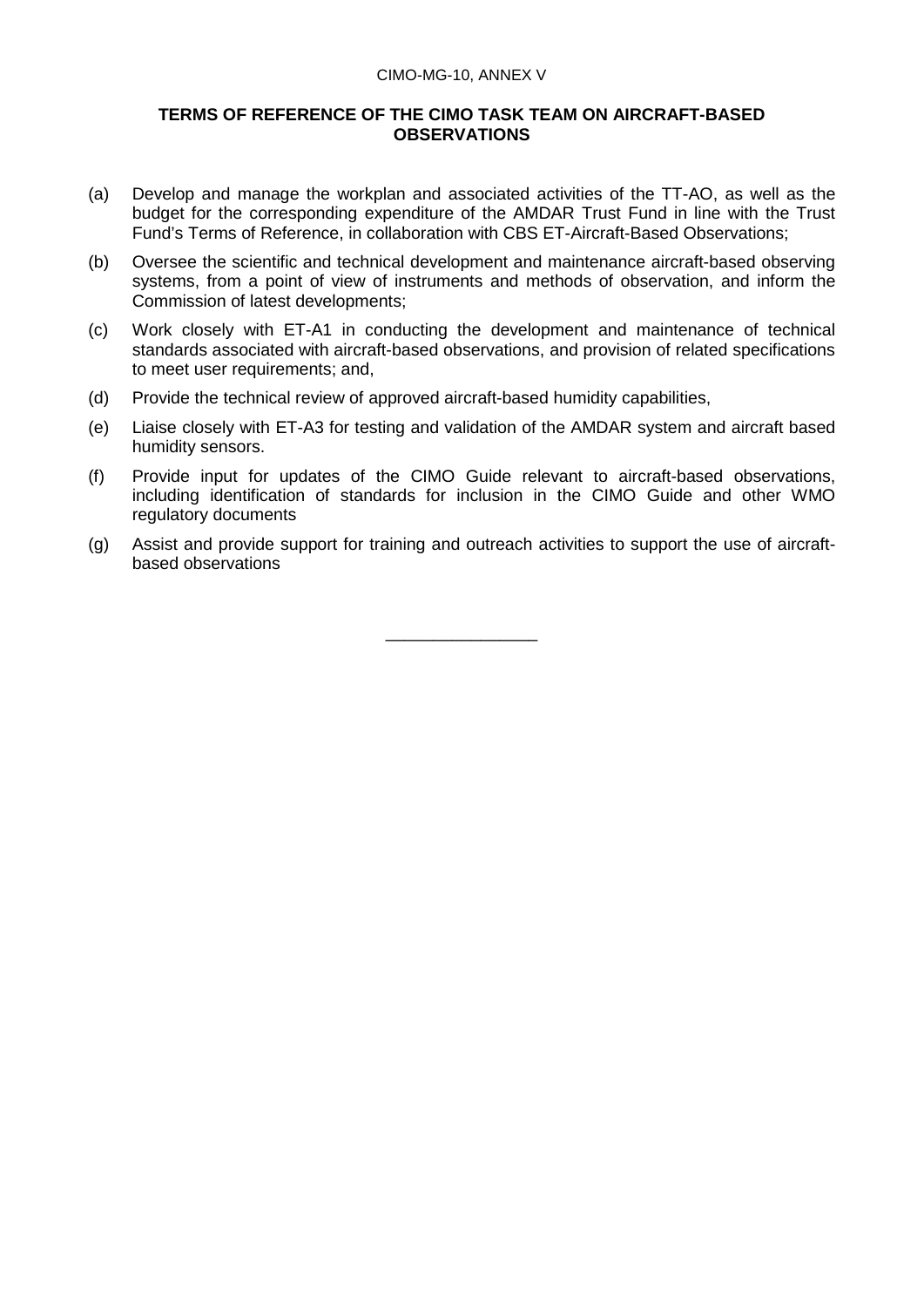CIMO-MG-10, ANNEX V

# TERMS OF REFERENCE OF THE CIMO TASK TEAM ON AIRCRAFT-BASED OBSERVATIONS

(a) Develop and manage the workplan and associated activities of the TT-AO, as well as the budget for the corresponding expenditure of the AMDAR Trust Fund in line with the Trust Fund's Terms of Reference, in collaboration with CBS ET-Aircraft-Based Observations;

(b) Oversee the scientific and technical development and maintenance aircraft-based observing systems, from a point of view of instruments and methods of observation, and inform the Commission of latest developments;

(c) Work closely with ET-A1 in conducting the development and maintenance of technical standards associated with aircraft-based observations, and provision of related specifications to meet user requirements; and,

(d) Provide the technical review of approved aircraft-based humidity capabilities,

(e) Liaise closely with ET-A3 for testing and validation of the AMDAR system and aircraft based humidity sensors.

(f) Provide input for updates of the CIMO Guide relevant to aircraft-based observations, including identification of standards for inclusion in the CIMO Guide and other WMO regulatory documents

(g) Assist and provide support for training and outreach activities to support the use of aircraft-based observations

\_\_\_\_\_\_\_\_\_\_\_\_\_\_\_\_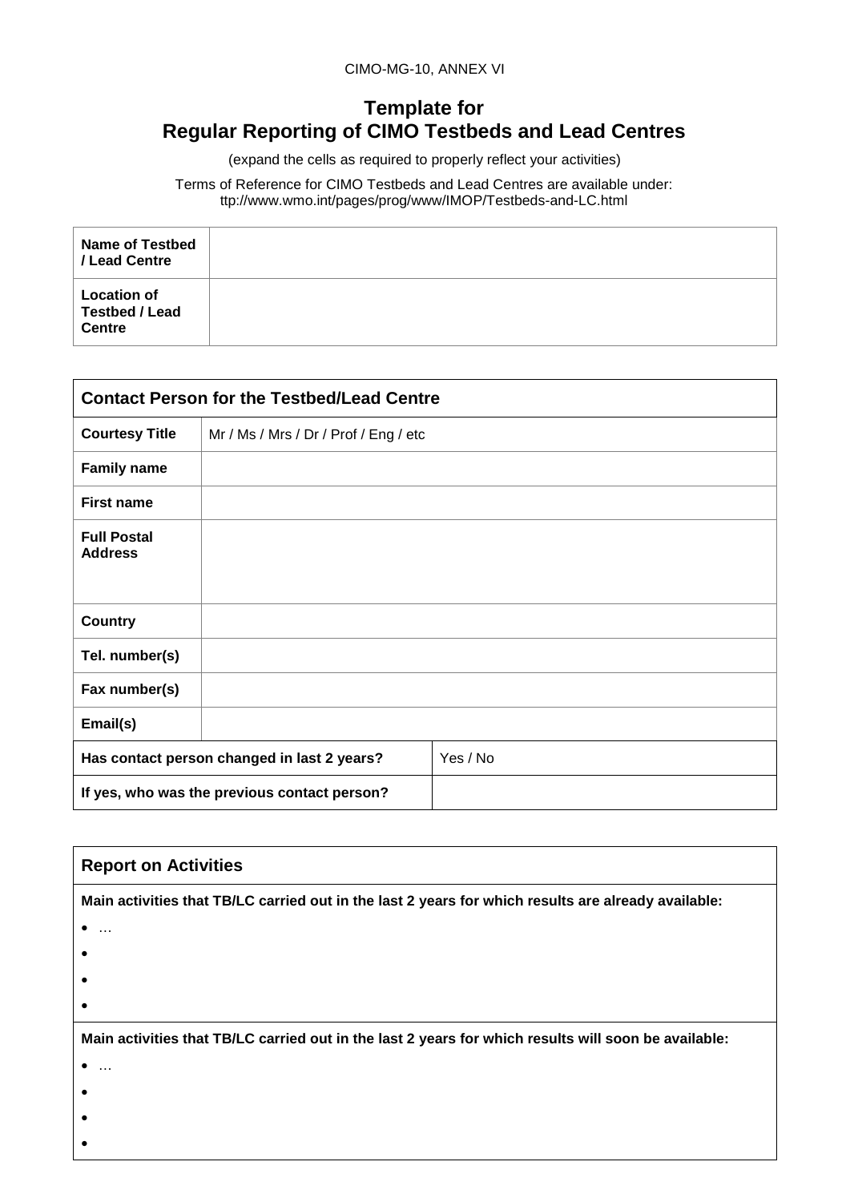CIMO-MG-10, ANNEX VI

# Template for Regular Reporting of CIMO Testbeds and Lead Centres

(expand the cells as required to properly reflect your activities)

Terms of Reference for CIMO Testbeds and Lead Centres are available under: ttp://www.wmo.int/pages/prog/www/IMOP/Testbeds-and-LC.html

| **Name of Testbed / Lead Centre** | |
|---|---|
| **Location of Testbed / Lead Centre** | |

| **Contact Person for the Testbed/Lead Centre** | | |
|---|---|---|
| **Courtesy Title** | Mr / Ms / Mrs / Dr / Prof / Eng / etc | |
| **Family name** | | |
| **First name** | | |
| **Full Postal Address** | | |
| **Country** | | |
| **Tel. number(s)** | | |
| **Fax number(s)** | | |
| **Email(s)** | | |
| **Has contact person changed in last 2 years?** | | Yes / No |
| **If yes, who was the previous contact person?** | | |

| **Report on Activities** |
|---|
| **Main activities that TB/LC carried out in the last 2 years for which results are already available:**<br>• …<br>•<br>•<br>• |
| **Main activities that TB/LC carried out in the last 2 years for which results will soon be available:**<br>• …<br>•<br>•<br>• |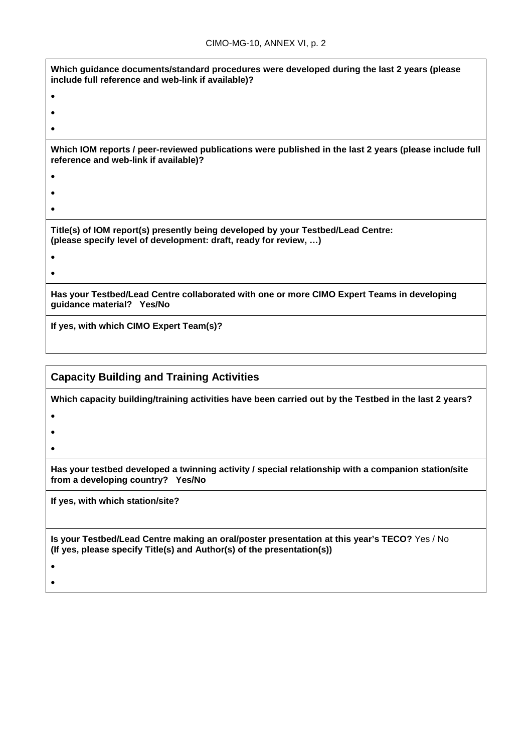**Which guidance documents/standard procedures were developed during the last 2 years (please include full reference and web-link if available)?**

- 
- 
- 

**Which IOM reports / peer-reviewed publications were published in the last 2 years (please include full reference and web-link if available)?**

- 
- 
- 

**Title(s) of IOM report(s) presently being developed by your Testbed/Lead Centre:**
**(please specify level of development: draft, ready for review, …)**

- 
- 

**Has your Testbed/Lead Centre collaborated with one or more CIMO Expert Teams in developing guidance material? Yes/No**

**If yes, with which CIMO Expert Team(s)?**

## Capacity Building and Training Activities

**Which capacity building/training activities have been carried out by the Testbed in the last 2 years?**

- 
- 
- 

**Has your testbed developed a twinning activity / special relationship with a companion station/site from a developing country? Yes/No**

**If yes, with which station/site?**

**Is your Testbed/Lead Centre making an oral/poster presentation at this year's TECO?** Yes / No
**(If yes, please specify Title(s) and Author(s) of the presentation(s))**

- 
-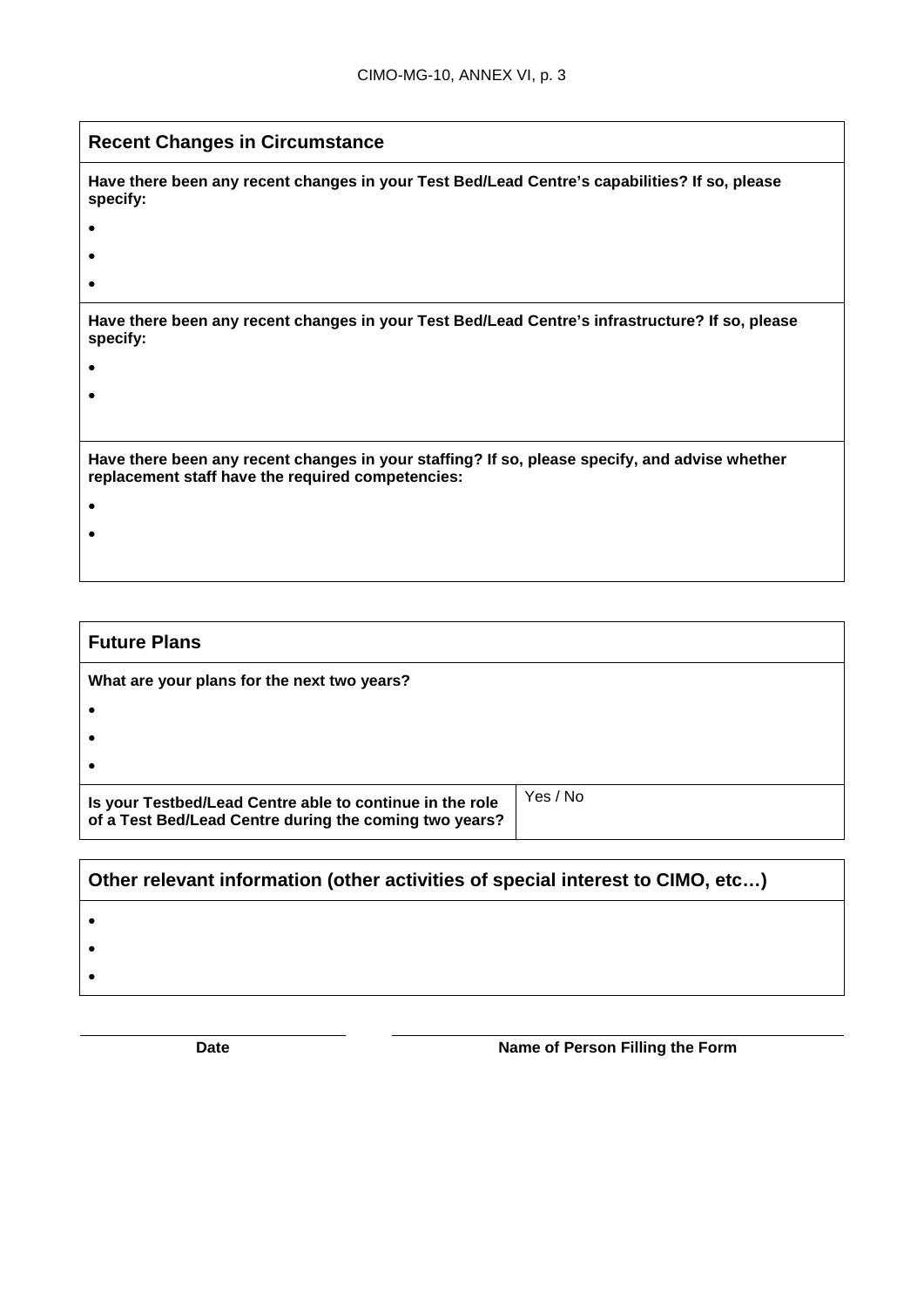## Recent Changes in Circumstance

**Have there been any recent changes in your Test Bed/Lead Centre's capabilities? If so, please specify:**

- 
- 
- 

**Have there been any recent changes in your Test Bed/Lead Centre's infrastructure? If so, please specify:**

- 
- 

**Have there been any recent changes in your staffing? If so, please specify, and advise whether replacement staff have the required competencies:**

- 
- 

## Future Plans

**What are your plans for the next two years?**

- 
- 
- 

| **Is your Testbed/Lead Centre able to continue in the role of a Test Bed/Lead Centre during the coming two years?** | Yes / No |
|---|---|

## Other relevant information (other activities of special interest to CIMO, etc…)

- 
- 
- 

**Date** ______________________ **Name of Person Filling the Form** ______________________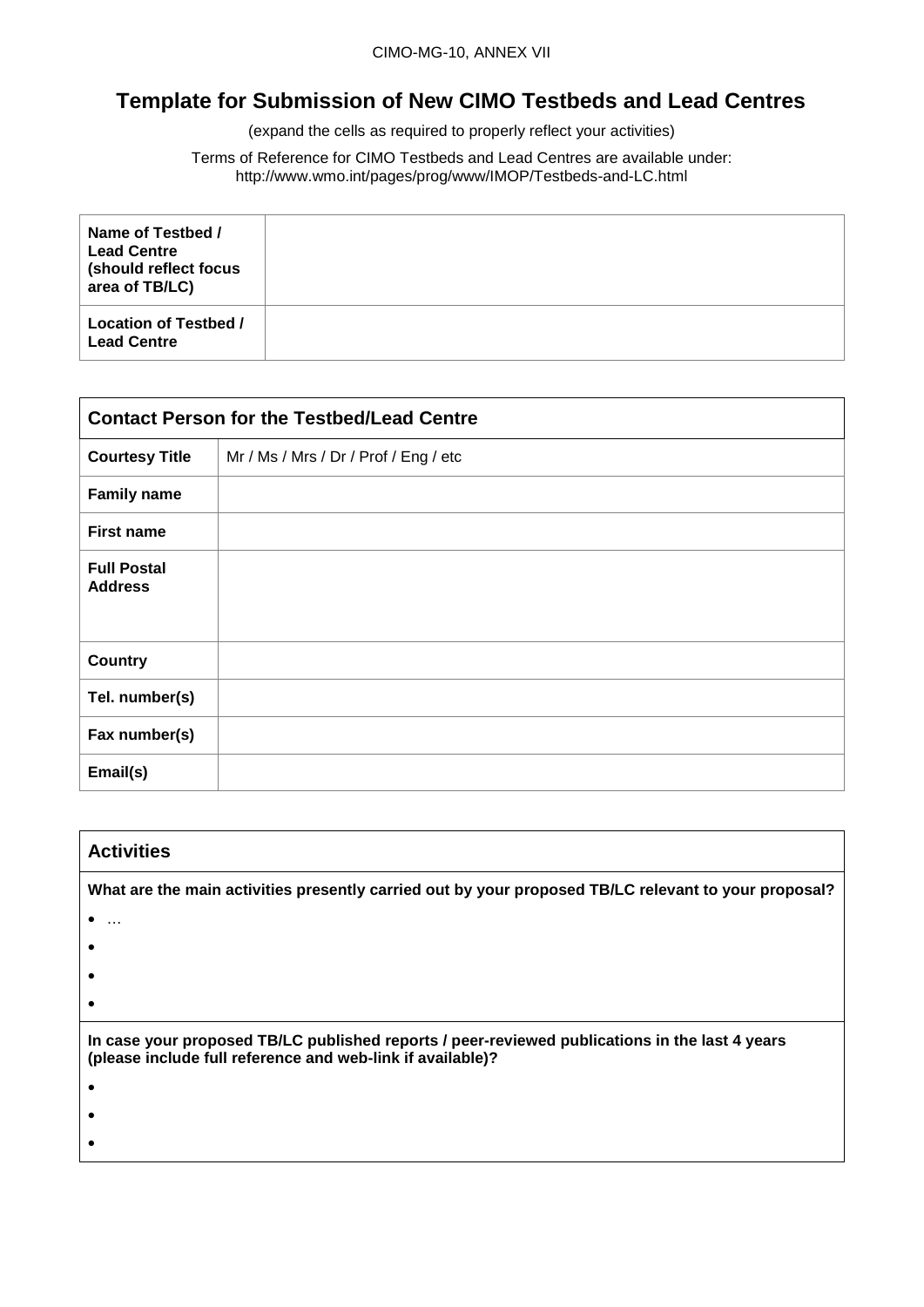CIMO-MG-10, ANNEX VII

# Template for Submission of New CIMO Testbeds and Lead Centres

(expand the cells as required to properly reflect your activities)

Terms of Reference for CIMO Testbeds and Lead Centres are available under:
http://www.wmo.int/pages/prog/www/IMOP/Testbeds-and-LC.html

| **Name of Testbed / Lead Centre (should reflect focus area of TB/LC)** | |
|---|---|
| **Location of Testbed / Lead Centre** | |

| **Contact Person for the Testbed/Lead Centre** | |
|---|---|
| **Courtesy Title** | Mr / Ms / Mrs / Dr / Prof / Eng / etc |
| **Family name** | |
| **First name** | |
| **Full Postal Address** | |
| **Country** | |
| **Tel. number(s)** | |
| **Fax number(s)** | |
| **Email(s)** | |

| **Activities** |
|---|
| **What are the main activities presently carried out by your proposed TB/LC relevant to your proposal?** |
| • … <br> • <br> • <br> • |
| **In case your proposed TB/LC published reports / peer-reviewed publications in the last 4 years (please include full reference and web-link if available)?** |
| • <br> • <br> • |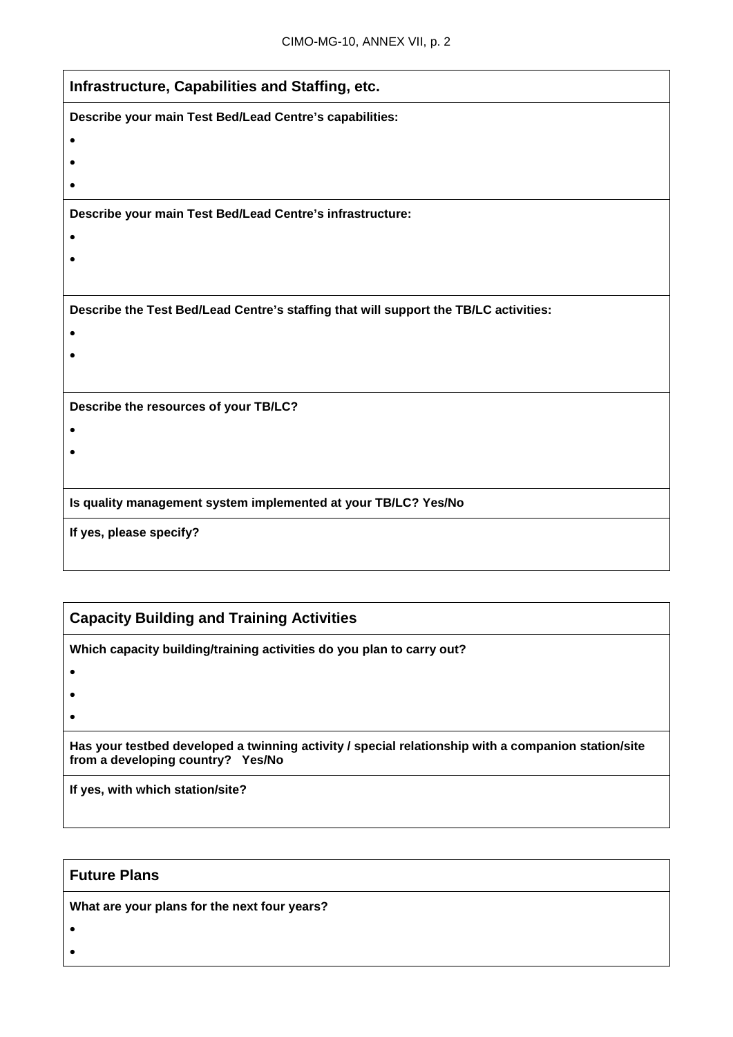## Infrastructure, Capabilities and Staffing, etc.

**Describe your main Test Bed/Lead Centre's capabilities:**

- 
- 
- 

**Describe your main Test Bed/Lead Centre's infrastructure:**

- 
- 

**Describe the Test Bed/Lead Centre's staffing that will support the TB/LC activities:**

- 
- 

**Describe the resources of your TB/LC?**

- 
- 

**Is quality management system implemented at your TB/LC? Yes/No**

**If yes, please specify?**

## Capacity Building and Training Activities

**Which capacity building/training activities do you plan to carry out?**

- 
- 
- 

**Has your testbed developed a twinning activity / special relationship with a companion station/site from a developing country? Yes/No**

**If yes, with which station/site?**

## Future Plans

**What are your plans for the next four years?**

- 
-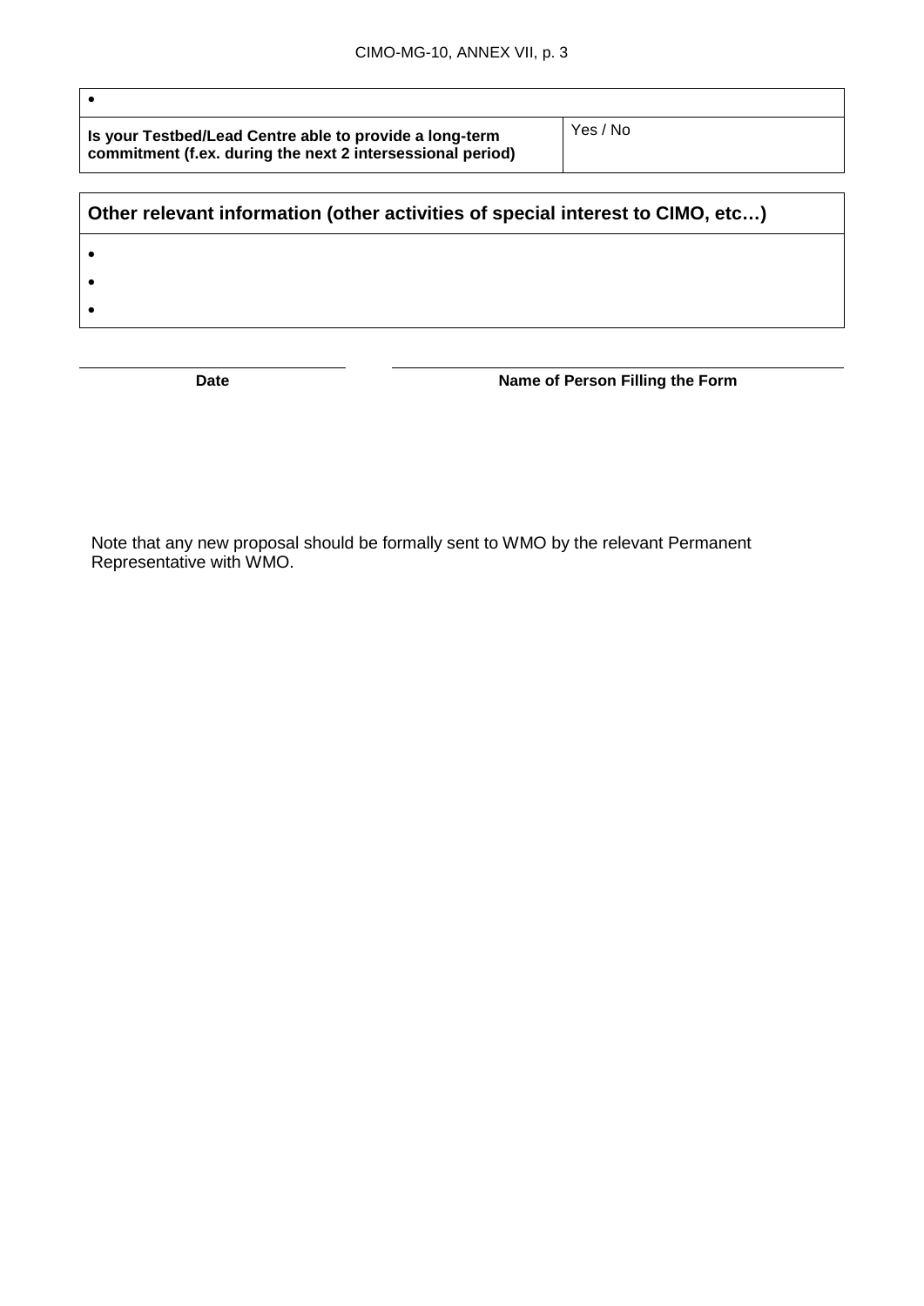| • | |
|---|---|
| **Is your Testbed/Lead Centre able to provide a long-term commitment (f.ex. during the next 2 intersessional period)** | Yes / No |

| **Other relevant information (other activities of special interest to CIMO, etc…)** |
|---|
| • |
| • |
| • |

| **Date** | **Name of Person Filling the Form** |
|---|---|

Note that any new proposal should be formally sent to WMO by the relevant Permanent Representative with WMO.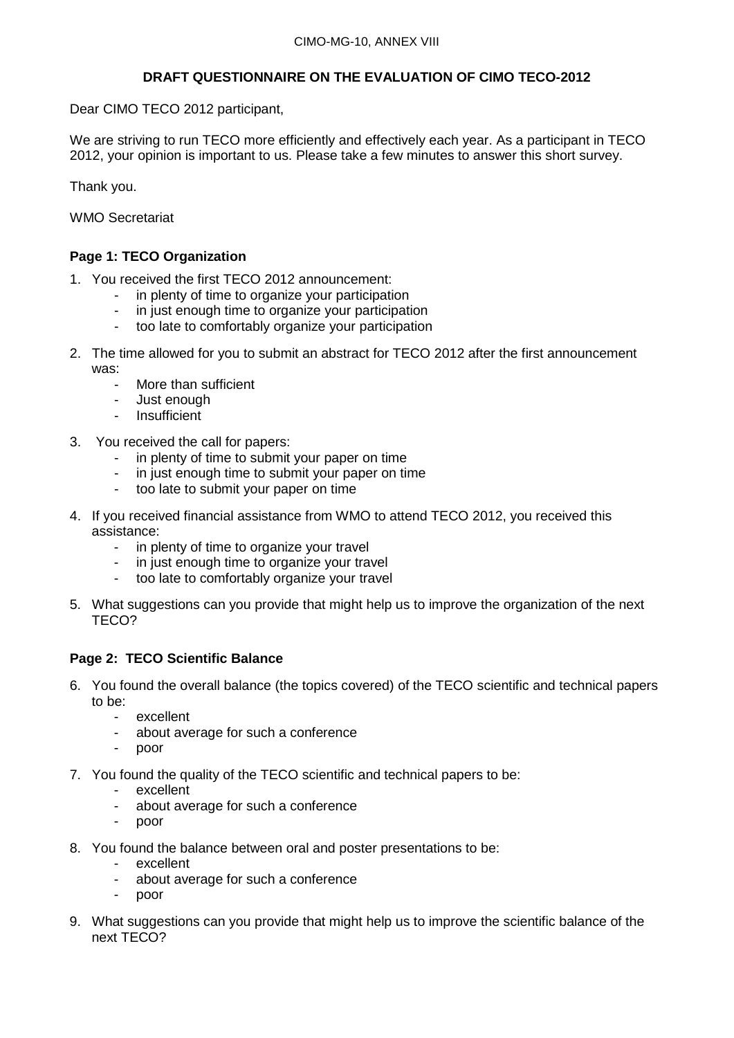# DRAFT QUESTIONNAIRE ON THE EVALUATION OF CIMO TECO-2012

Dear CIMO TECO 2012 participant,

We are striving to run TECO more efficiently and effectively each year. As a participant in TECO 2012, your opinion is important to us. Please take a few minutes to answer this short survey.

Thank you.

WMO Secretariat

## Page 1: TECO Organization

1. You received the first TECO 2012 announcement:
   - in plenty of time to organize your participation
   - in just enough time to organize your participation
   - too late to comfortably organize your participation

2. The time allowed for you to submit an abstract for TECO 2012 after the first announcement was:
   - More than sufficient
   - Just enough
   - Insufficient

3. You received the call for papers:
   - in plenty of time to submit your paper on time
   - in just enough time to submit your paper on time
   - too late to submit your paper on time

4. If you received financial assistance from WMO to attend TECO 2012, you received this assistance:
   - in plenty of time to organize your travel
   - in just enough time to organize your travel
   - too late to comfortably organize your travel

5. What suggestions can you provide that might help us to improve the organization of the next TECO?

## Page 2: TECO Scientific Balance

6. You found the overall balance (the topics covered) of the TECO scientific and technical papers to be:
   - excellent
   - about average for such a conference
   - poor

7. You found the quality of the TECO scientific and technical papers to be:
   - excellent
   - about average for such a conference
   - poor

8. You found the balance between oral and poster presentations to be:
   - excellent
   - about average for such a conference
   - poor

9. What suggestions can you provide that might help us to improve the scientific balance of the next TECO?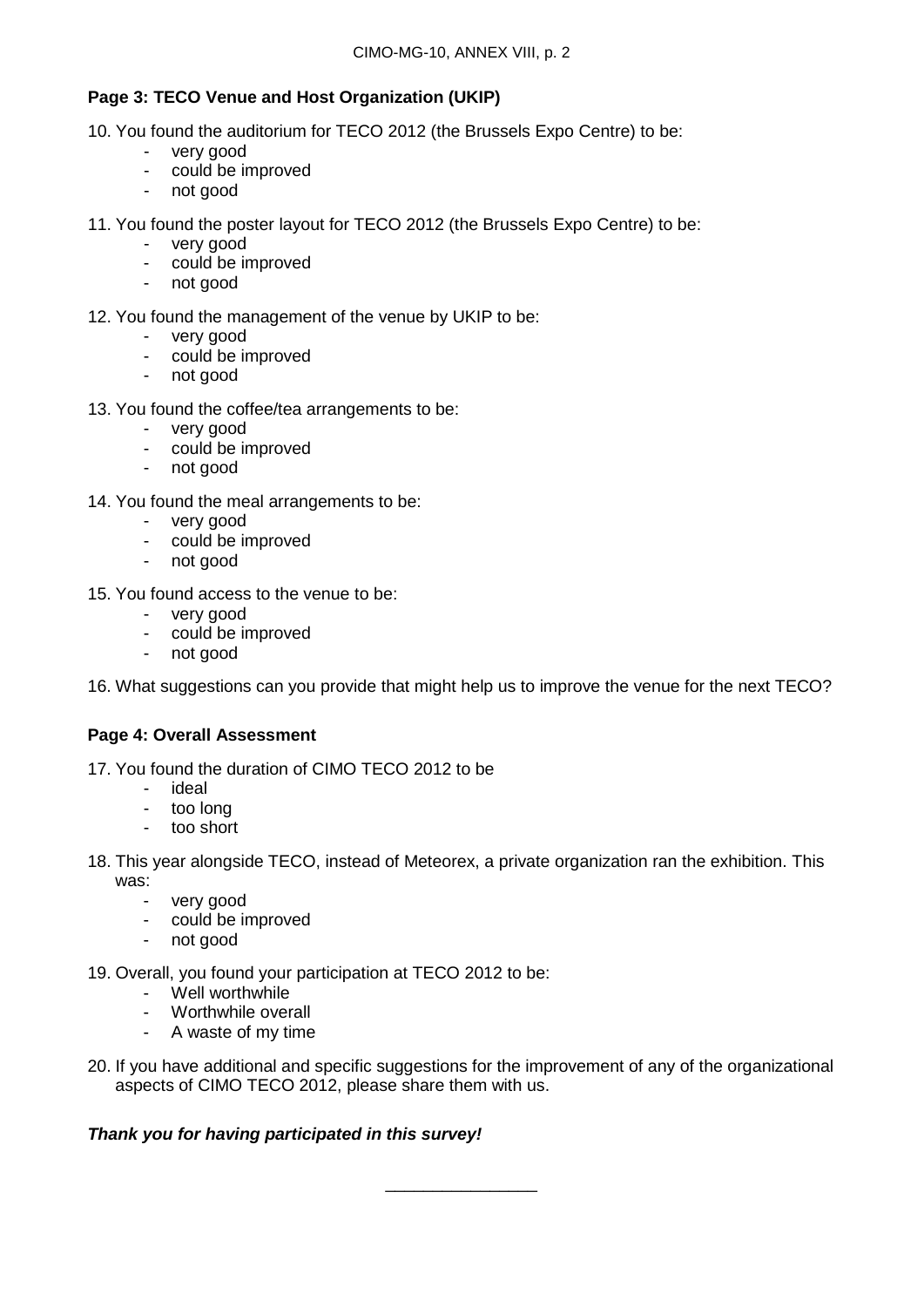**Page 3: TECO Venue and Host Organization (UKIP)**

10. You found the auditorium for TECO 2012 (the Brussels Expo Centre) to be:
    - very good
    - could be improved
    - not good

11. You found the poster layout for TECO 2012 (the Brussels Expo Centre) to be:
    - very good
    - could be improved
    - not good

12. You found the management of the venue by UKIP to be:
    - very good
    - could be improved
    - not good

13. You found the coffee/tea arrangements to be:
    - very good
    - could be improved
    - not good

14. You found the meal arrangements to be:
    - very good
    - could be improved
    - not good

15. You found access to the venue to be:
    - very good
    - could be improved
    - not good

16. What suggestions can you provide that might help us to improve the venue for the next TECO?

**Page 4: Overall Assessment**

17. You found the duration of CIMO TECO 2012 to be
    - ideal
    - too long
    - too short

18. This year alongside TECO, instead of Meteorex, a private organization ran the exhibition. This was:
    - very good
    - could be improved
    - not good

19. Overall, you found your participation at TECO 2012 to be:
    - Well worthwhile
    - Worthwhile overall
    - A waste of my time

20. If you have additional and specific suggestions for the improvement of any of the organizational aspects of CIMO TECO 2012, please share them with us.

***Thank you for having participated in this survey!***

\_\_\_\_\_\_\_\_\_\_\_\_\_\_\_\_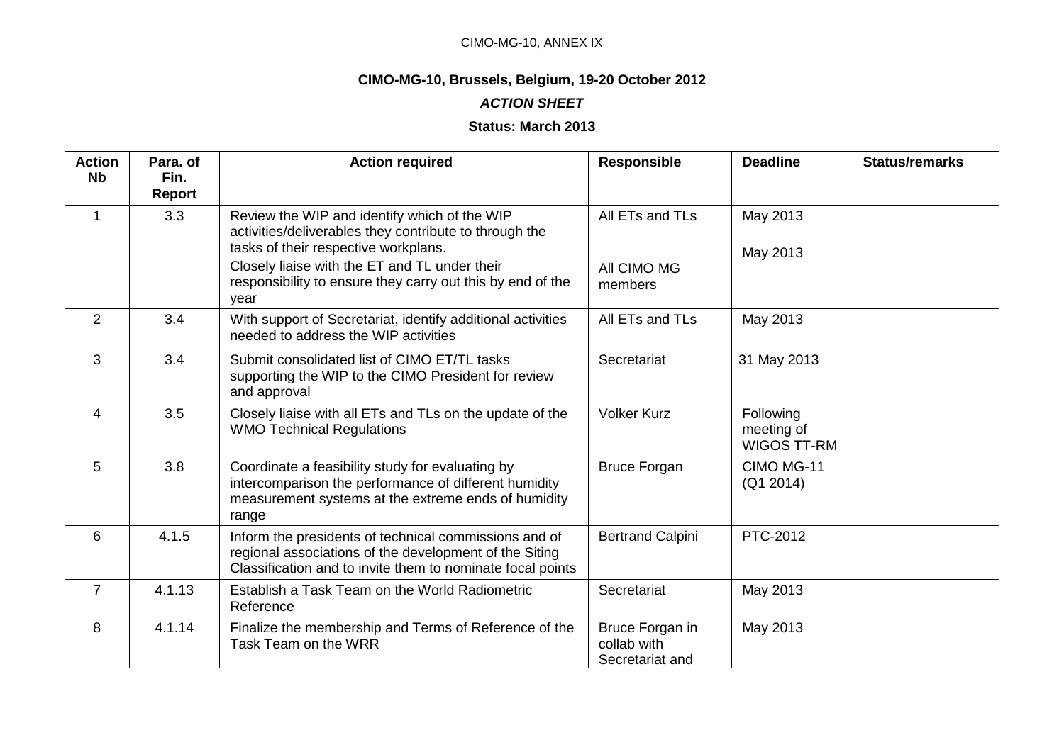CIMO-MG-10, ANNEX IX

**CIMO-MG-10, Brussels, Belgium, 19-20 October 2012**

***ACTION SHEET***

**Status: March 2013**

| Action Nb | Para. of Fin. Report | Action required | Responsible | Deadline | Status/remarks |
|---|---|---|---|---|---|
| 1 | 3.3 | Review the WIP and identify which of the WIP activities/deliverables they contribute to through the tasks of their respective workplans.<br>Closely liaise with the ET and TL under their responsibility to ensure they carry out this by end of the year | All ETs and TLs<br><br>All CIMO MG members | May 2013<br><br>May 2013 | |
| 2 | 3.4 | With support of Secretariat, identify additional activities needed to address the WIP activities | All ETs and TLs | May 2013 | |
| 3 | 3.4 | Submit consolidated list of CIMO ET/TL tasks supporting the WIP to the CIMO President for review and approval | Secretariat | 31 May 2013 | |
| 4 | 3.5 | Closely liaise with all ETs and TLs on the update of the WMO Technical Regulations | Volker Kurz | Following meeting of WIGOS TT-RM | |
| 5 | 3.8 | Coordinate a feasibility study for evaluating by intercomparison the performance of different humidity measurement systems at the extreme ends of humidity range | Bruce Forgan | CIMO MG-11 (Q1 2014) | |
| 6 | 4.1.5 | Inform the presidents of technical commissions and of regional associations of the development of the Siting Classification and to invite them to nominate focal points | Bertrand Calpini | PTC-2012 | |
| 7 | 4.1.13 | Establish a Task Team on the World Radiometric Reference | Secretariat | May 2013 | |
| 8 | 4.1.14 | Finalize the membership and Terms of Reference of the Task Team on the WRR | Bruce Forgan in collab with Secretariat and | May 2013 | |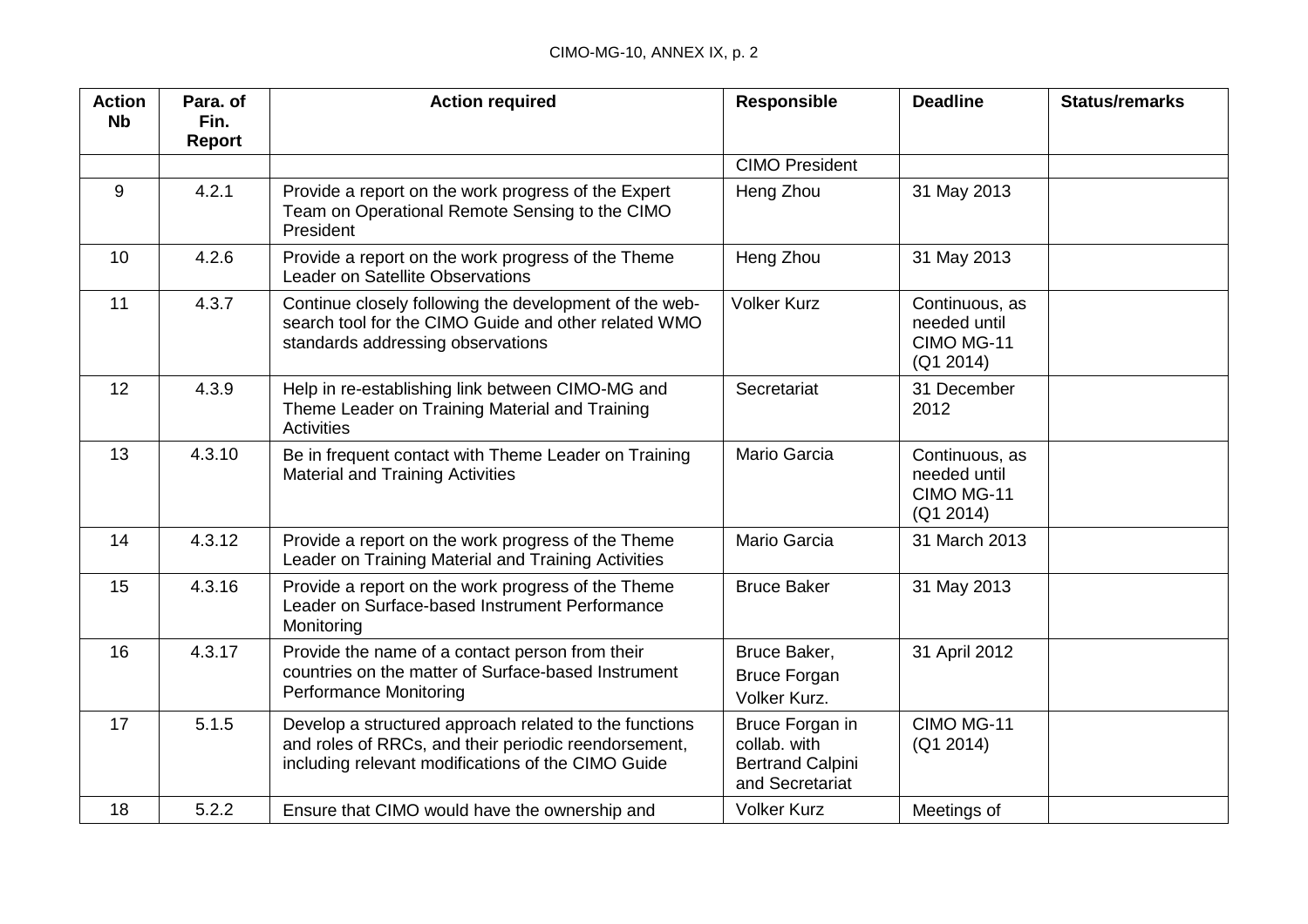| Action Nb | Para. of Fin. Report | Action required | Responsible | Deadline | Status/remarks |
|---|---|---|---|---|---|
| | | | CIMO President | | |
| 9 | 4.2.1 | Provide a report on the work progress of the Expert Team on Operational Remote Sensing to the CIMO President | Heng Zhou | 31 May 2013 | |
| 10 | 4.2.6 | Provide a report on the work progress of the Theme Leader on Satellite Observations | Heng Zhou | 31 May 2013 | |
| 11 | 4.3.7 | Continue closely following the development of the web-search tool for the CIMO Guide and other related WMO standards addressing observations | Volker Kurz | Continuous, as needed until CIMO MG-11 (Q1 2014) | |
| 12 | 4.3.9 | Help in re-establishing link between CIMO-MG and Theme Leader on Training Material and Training Activities | Secretariat | 31 December 2012 | |
| 13 | 4.3.10 | Be in frequent contact with Theme Leader on Training Material and Training Activities | Mario Garcia | Continuous, as needed until CIMO MG-11 (Q1 2014) | |
| 14 | 4.3.12 | Provide a report on the work progress of the Theme Leader on Training Material and Training Activities | Mario Garcia | 31 March 2013 | |
| 15 | 4.3.16 | Provide a report on the work progress of the Theme Leader on Surface-based Instrument Performance Monitoring | Bruce Baker | 31 May 2013 | |
| 16 | 4.3.17 | Provide the name of a contact person from their countries on the matter of Surface-based Instrument Performance Monitoring | Bruce Baker, Bruce Forgan Volker Kurz. | 31 April 2012 | |
| 17 | 5.1.5 | Develop a structured approach related to the functions and roles of RRCs, and their periodic reendorsement, including relevant modifications of the CIMO Guide | Bruce Forgan in collab. with Bertrand Calpini and Secretariat | CIMO MG-11 (Q1 2014) | |
| 18 | 5.2.2 | Ensure that CIMO would have the ownership and | Volker Kurz | Meetings of | |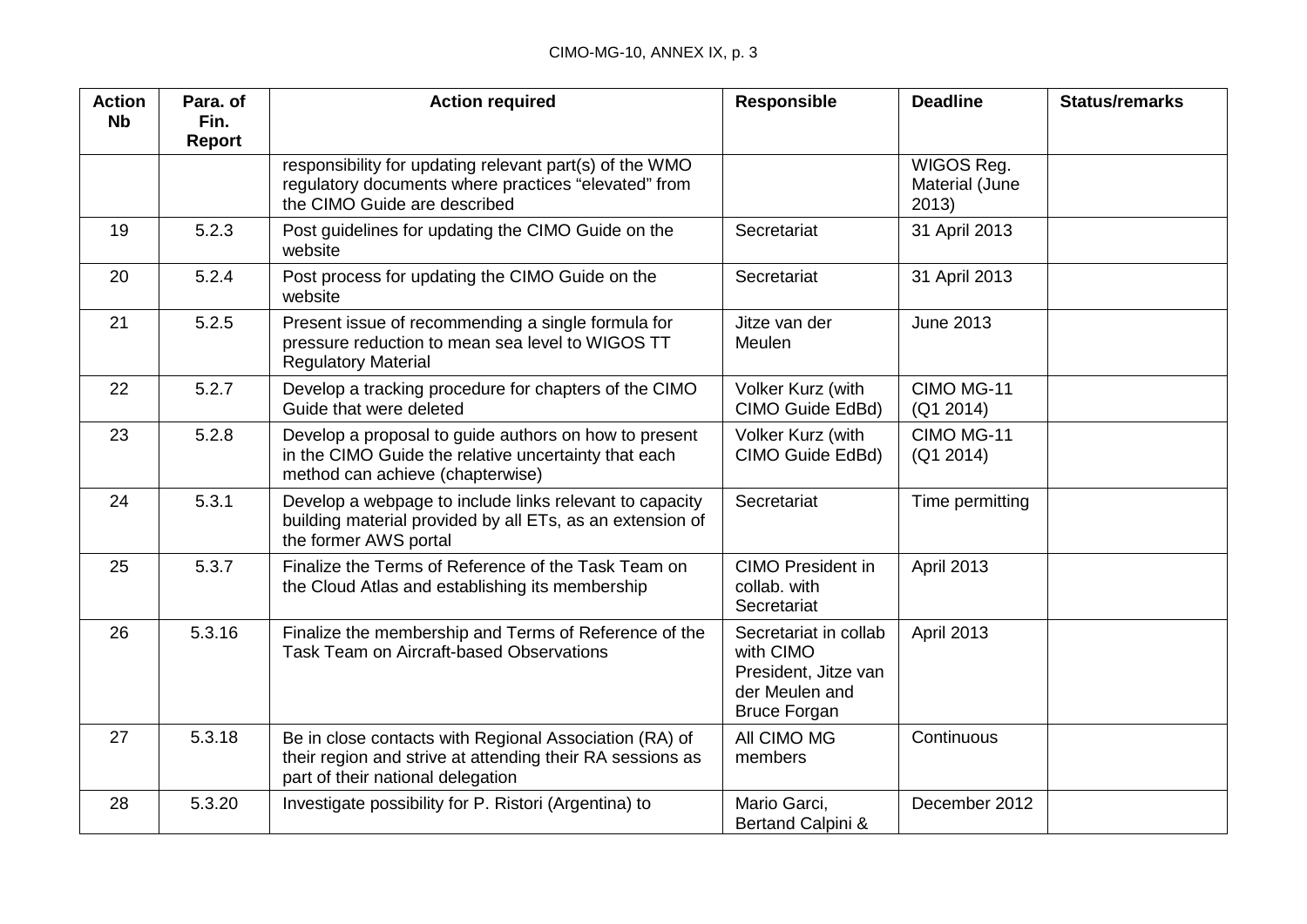| Action Nb | Para. of Fin. Report | Action required | Responsible | Deadline | Status/remarks |
|---|---|---|---|---|---|
| | | responsibility for updating relevant part(s) of the WMO regulatory documents where practices "elevated" from the CIMO Guide are described | | WIGOS Reg. Material (June 2013) | |
| 19 | 5.2.3 | Post guidelines for updating the CIMO Guide on the website | Secretariat | 31 April 2013 | |
| 20 | 5.2.4 | Post process for updating the CIMO Guide on the website | Secretariat | 31 April 2013 | |
| 21 | 5.2.5 | Present issue of recommending a single formula for pressure reduction to mean sea level to WIGOS TT Regulatory Material | Jitze van der Meulen | June 2013 | |
| 22 | 5.2.7 | Develop a tracking procedure for chapters of the CIMO Guide that were deleted | Volker Kurz (with CIMO Guide EdBd) | CIMO MG-11 (Q1 2014) | |
| 23 | 5.2.8 | Develop a proposal to guide authors on how to present in the CIMO Guide the relative uncertainty that each method can achieve (chapterwise) | Volker Kurz (with CIMO Guide EdBd) | CIMO MG-11 (Q1 2014) | |
| 24 | 5.3.1 | Develop a webpage to include links relevant to capacity building material provided by all ETs, as an extension of the former AWS portal | Secretariat | Time permitting | |
| 25 | 5.3.7 | Finalize the Terms of Reference of the Task Team on the Cloud Atlas and establishing its membership | CIMO President in collab. with Secretariat | April 2013 | |
| 26 | 5.3.16 | Finalize the membership and Terms of Reference of the Task Team on Aircraft-based Observations | Secretariat in collab with CIMO President, Jitze van der Meulen and Bruce Forgan | April 2013 | |
| 27 | 5.3.18 | Be in close contacts with Regional Association (RA) of their region and strive at attending their RA sessions as part of their national delegation | All CIMO MG members | Continuous | |
| 28 | 5.3.20 | Investigate possibility for P. Ristori (Argentina) to | Mario Garci, Bertand Calpini & | December 2012 | |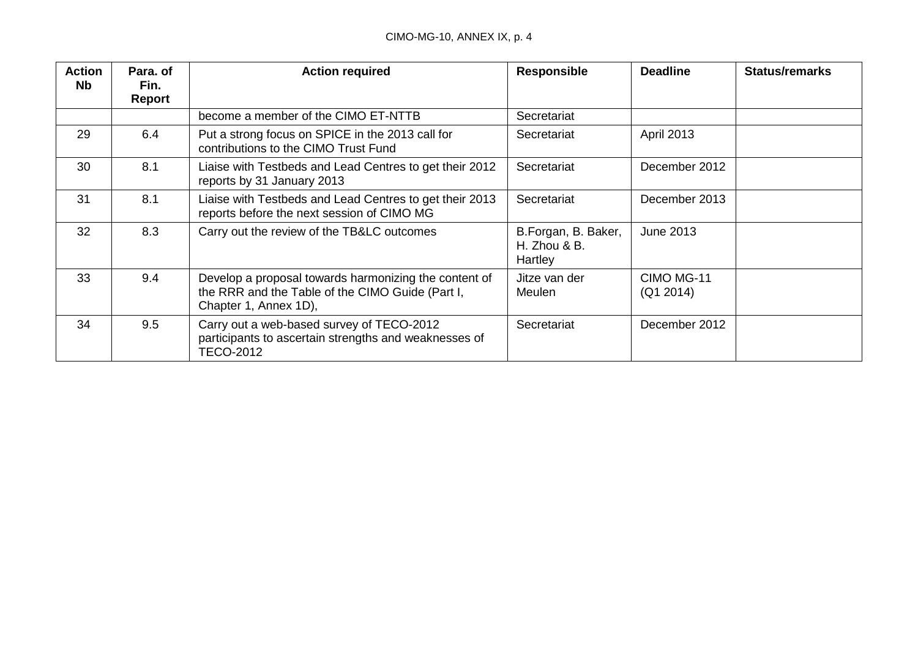| Action Nb | Para. of Fin. Report | Action required | Responsible | Deadline | Status/remarks |
|---|---|---|---|---|---|
| | | become a member of the CIMO ET-NTTB | Secretariat | | |
| 29 | 6.4 | Put a strong focus on SPICE in the 2013 call for contributions to the CIMO Trust Fund | Secretariat | April 2013 | |
| 30 | 8.1 | Liaise with Testbeds and Lead Centres to get their 2012 reports by 31 January 2013 | Secretariat | December 2012 | |
| 31 | 8.1 | Liaise with Testbeds and Lead Centres to get their 2013 reports before the next session of CIMO MG | Secretariat | December 2013 | |
| 32 | 8.3 | Carry out the review of the TB&LC outcomes | B.Forgan, B. Baker, H. Zhou & B. Hartley | June 2013 | |
| 33 | 9.4 | Develop a proposal towards harmonizing the content of the RRR and the Table of the CIMO Guide (Part I, Chapter 1, Annex 1D), | Jitze van der Meulen | CIMO MG-11 (Q1 2014) | |
| 34 | 9.5 | Carry out a web-based survey of TECO-2012 participants to ascertain strengths and weaknesses of TECO-2012 | Secretariat | December 2012 | |